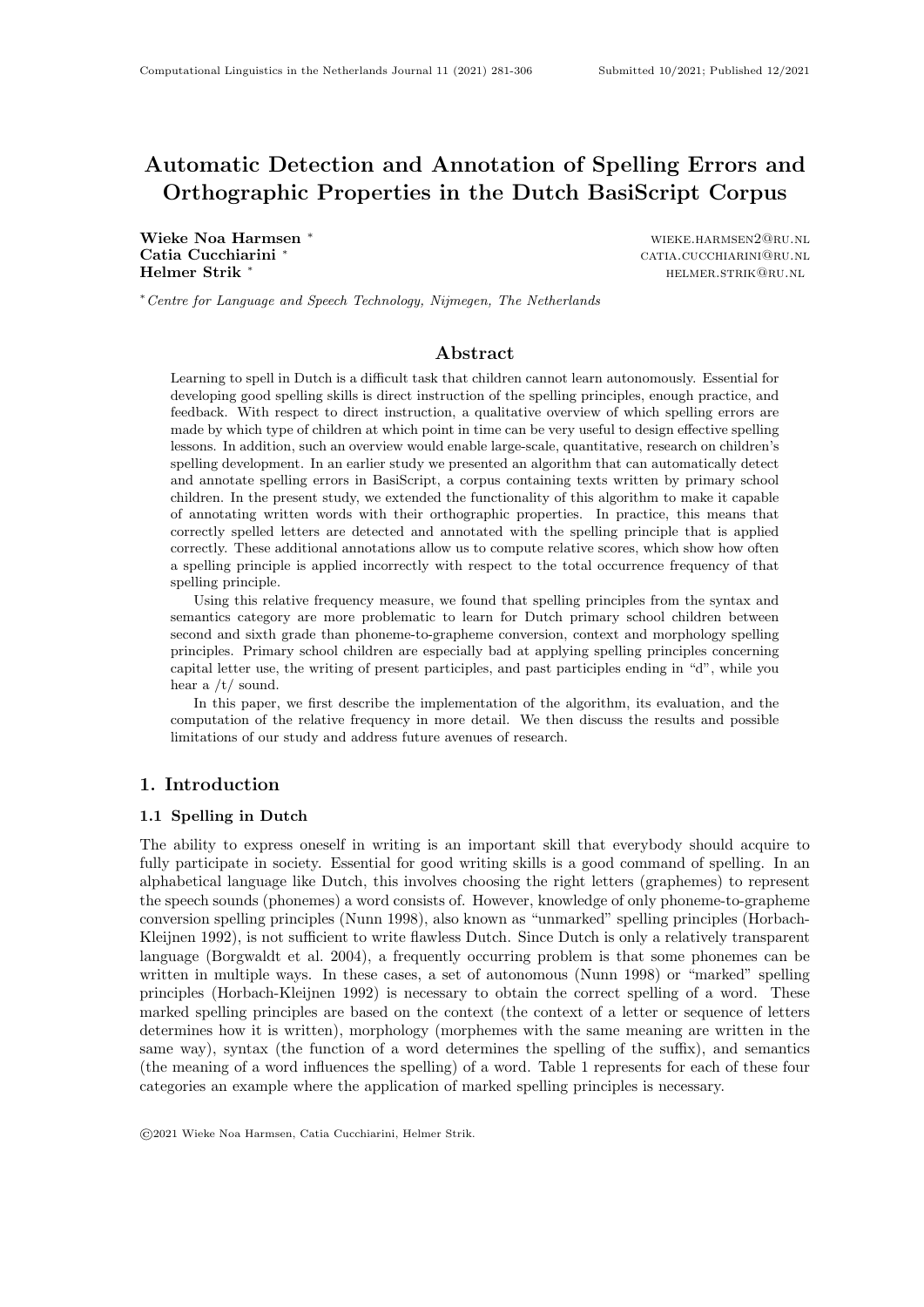# Automatic Detection and Annotation of Spelling Errors and Orthographic Properties in the Dutch BasiScript Corpus

**Wieke Noa Harmsen** * wieke.harmsen2@ru.nl
**Catia Cucchiarini** * catia.cucchiarini@ru.nl
**Helmer Strik** * helmer.strik@ru.nl

*\* Centre for Language and Speech Technology, Nijmegen, The Netherlands*

## Abstract

Learning to spell in Dutch is a difficult task that children cannot learn autonomously. Essential for developing good spelling skills is direct instruction of the spelling principles, enough practice, and feedback. With respect to direct instruction, a qualitative overview of which spelling errors are made by which type of children at which point in time can be very useful to design effective spelling lessons. In addition, such an overview would enable large-scale, quantitative, research on children's spelling development. In an earlier study we presented an algorithm that can automatically detect and annotate spelling errors in BasiScript, a corpus containing texts written by primary school children. In the present study, we extended the functionality of this algorithm to make it capable of annotating written words with their orthographic properties. In practice, this means that correctly spelled letters are detected and annotated with the spelling principle that is applied correctly. These additional annotations allow us to compute relative scores, which show how often a spelling principle is applied incorrectly with respect to the total occurrence frequency of that spelling principle.

Using this relative frequency measure, we found that spelling principles from the syntax and semantics category are more problematic to learn for Dutch primary school children between second and sixth grade than phoneme-to-grapheme conversion, context and morphology spelling principles. Primary school children are especially bad at applying spelling principles concerning capital letter use, the writing of present participles, and past participles ending in "d", while you hear a /t/ sound.

In this paper, we first describe the implementation of the algorithm, its evaluation, and the computation of the relative frequency in more detail. We then discuss the results and possible limitations of our study and address future avenues of research.

## 1. Introduction

### 1.1 Spelling in Dutch

The ability to express oneself in writing is an important skill that everybody should acquire to fully participate in society. Essential for good writing skills is a good command of spelling. In an alphabetical language like Dutch, this involves choosing the right letters (graphemes) to represent the speech sounds (phonemes) a word consists of. However, knowledge of only phoneme-to-grapheme conversion spelling principles (Nunn 1998), also known as "unmarked" spelling principles (Horbach-Kleijnen 1992), is not sufficient to write flawless Dutch. Since Dutch is only a relatively transparent language (Borgwaldt et al. 2004), a frequently occurring problem is that some phonemes can be written in multiple ways. In these cases, a set of autonomous (Nunn 1998) or "marked" spelling principles (Horbach-Kleijnen 1992) is necessary to obtain the correct spelling of a word. These marked spelling principles are based on the context (the context of a letter or sequence of letters determines how it is written), morphology (morphemes with the same meaning are written in the same way), syntax (the function of a word determines the spelling of the suffix), and semantics (the meaning of a word influences the spelling) of a word. Table 1 represents for each of these four categories an example where the application of marked spelling principles is necessary.

©2021 Wieke Noa Harmsen, Catia Cucchiarini, Helmer Strik.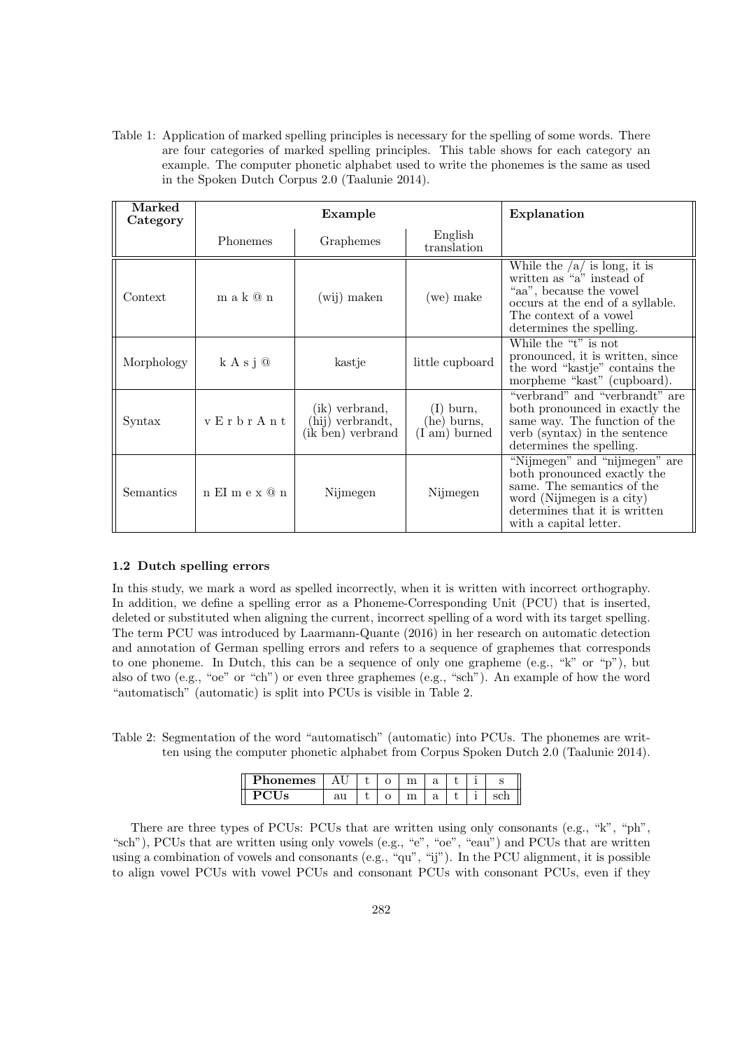Table 1: Application of marked spelling principles is necessary for the spelling of some words. There are four categories of marked spelling principles. This table shows for each category an example. The computer phonetic alphabet used to write the phonemes is the same as used in the Spoken Dutch Corpus 2.0 (Taalunie 2014).

| Marked Category | Example | | | Explanation |
|---|---|---|---|---|
| | Phonemes | Graphemes | English translation | |
| Context | m a k @ n | (wij) maken | (we) make | While the /a/ is long, it is written as "a" instead of "aa", because the vowel occurs at the end of a syllable. The context of a vowel determines the spelling. |
| Morphology | k A s j @ | kastje | little cupboard | While the "t" is not pronounced, it is written, since the word "kastje" contains the morpheme "kast" (cupboard). |
| Syntax | v E r b r A n t | (ik) verbrand, (hij) verbrandt, (ik ben) verbrand | (I) burn, (he) burns, (I am) burned | "verbrand" and "verbrandt" are both pronounced in exactly the same way. The function of the verb (syntax) in the sentence determines the spelling. |
| Semantics | n EI m e x @ n | Nijmegen | Nijmegen | "Nijmegen" and "nijmegen" are both pronounced exactly the same. The semantics of the word (Nijmegen is a city) determines that it is written with a capital letter. |

### 1.2 Dutch spelling errors

In this study, we mark a word as spelled incorrectly, when it is written with incorrect orthography. In addition, we define a spelling error as a Phoneme-Corresponding Unit (PCU) that is inserted, deleted or substituted when aligning the current, incorrect spelling of a word with its target spelling. The term PCU was introduced by Laarmann-Quante (2016) in her research on automatic detection and annotation of German spelling errors and refers to a sequence of graphemes that corresponds to one phoneme. In Dutch, this can be a sequence of only one grapheme (e.g., "k" or "p"), but also of two (e.g., "oe" or "ch") or even three graphemes (e.g., "sch"). An example of how the word "automatisch" (automatic) is split into PCUs is visible in Table 2.

Table 2: Segmentation of the word "automatisch" (automatic) into PCUs. The phonemes are written using the computer phonetic alphabet from Corpus Spoken Dutch 2.0 (Taalunie 2014).

| **Phonemes** | AU | t | o | m | a | t | i | s |
|---|---|---|---|---|---|---|---|---|
| **PCUs** | au | t | o | m | a | t | i | sch |

There are three types of PCUs: PCUs that are written using only consonants (e.g., "k", "ph", "sch"), PCUs that are written using only vowels (e.g., "e", "oe", "eau") and PCUs that are written using a combination of vowels and consonants (e.g., "qu", "ij"). In the PCU alignment, it is possible to align vowel PCUs with vowel PCUs and consonant PCUs with consonant PCUs, even if they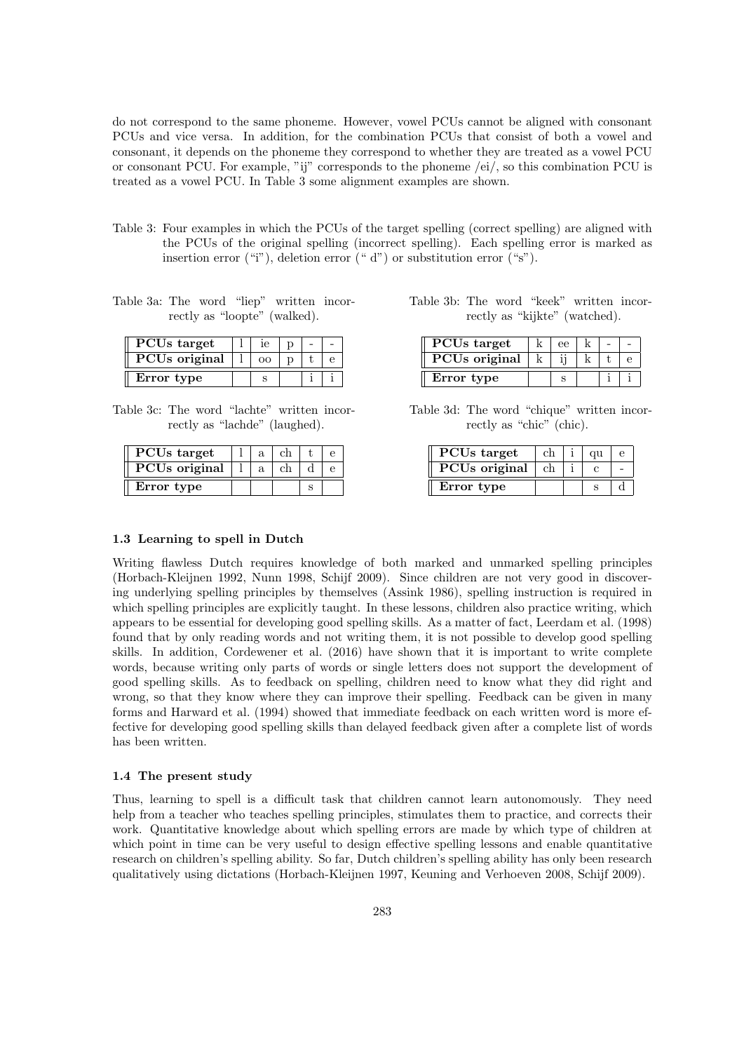do not correspond to the same phoneme. However, vowel PCUs cannot be aligned with consonant PCUs and vice versa. In addition, for the combination PCUs that consist of both a vowel and consonant, it depends on the phoneme they correspond to whether they are treated as a vowel PCU or consonant PCU. For example, "ij" corresponds to the phoneme /ei/, so this combination PCU is treated as a vowel PCU. In Table 3 some alignment examples are shown.

Table 3: Four examples in which the PCUs of the target spelling (correct spelling) are aligned with the PCUs of the original spelling (incorrect spelling). Each spelling error is marked as insertion error ("i"), deletion error (" d") or substitution error ("s").

Table 3a: The word "liep" written incorrectly as "loopte" (walked).

| **PCUs target** | l | ie | p | - | - |
|---|---|---|---|---|---|
| **PCUs original** | l | oo | p | t | e |
| **Error type** | | s | | i | i |

Table 3b: The word "keek" written incorrectly as "kijkte" (watched).

| **PCUs target** | k | ee | k | - | - |
|---|---|---|---|---|---|
| **PCUs original** | k | ij | k | t | e |
| **Error type** | | s | | i | i |

Table 3c: The word "lachte" written incorrectly as "lachde" (laughed).

| **PCUs target** | l | a | ch | t | e |
|---|---|---|---|---|---|
| **PCUs original** | l | a | ch | d | e |
| **Error type** | | | | s | |

Table 3d: The word "chique" written incorrectly as "chic" (chic).

| **PCUs target** | ch | i | qu | e |
|---|---|---|---|---|
| **PCUs original** | ch | i | c | - |
| **Error type** | | | s | d |

### 1.3 Learning to spell in Dutch

Writing flawless Dutch requires knowledge of both marked and unmarked spelling principles (Horbach-Kleijnen 1992, Nunn 1998, Schijf 2009). Since children are not very good in discovering underlying spelling principles by themselves (Assink 1986), spelling instruction is required in which spelling principles are explicitly taught. In these lessons, children also practice writing, which appears to be essential for developing good spelling skills. As a matter of fact, Leerdam et al. (1998) found that by only reading words and not writing them, it is not possible to develop good spelling skills. In addition, Cordewener et al. (2016) have shown that it is important to write complete words, because writing only parts of words or single letters does not support the development of good spelling skills. As to feedback on spelling, children need to know what they did right and wrong, so that they know where they can improve their spelling. Feedback can be given in many forms and Harward et al. (1994) showed that immediate feedback on each written word is more effective for developing good spelling skills than delayed feedback given after a complete list of words has been written.

### 1.4 The present study

Thus, learning to spell is a difficult task that children cannot learn autonomously. They need help from a teacher who teaches spelling principles, stimulates them to practice, and corrects their work. Quantitative knowledge about which spelling errors are made by which type of children at which point in time can be very useful to design effective spelling lessons and enable quantitative research on children's spelling ability. So far, Dutch children's spelling ability has only been research qualitatively using dictations (Horbach-Kleijnen 1997, Keuning and Verhoeven 2008, Schijf 2009).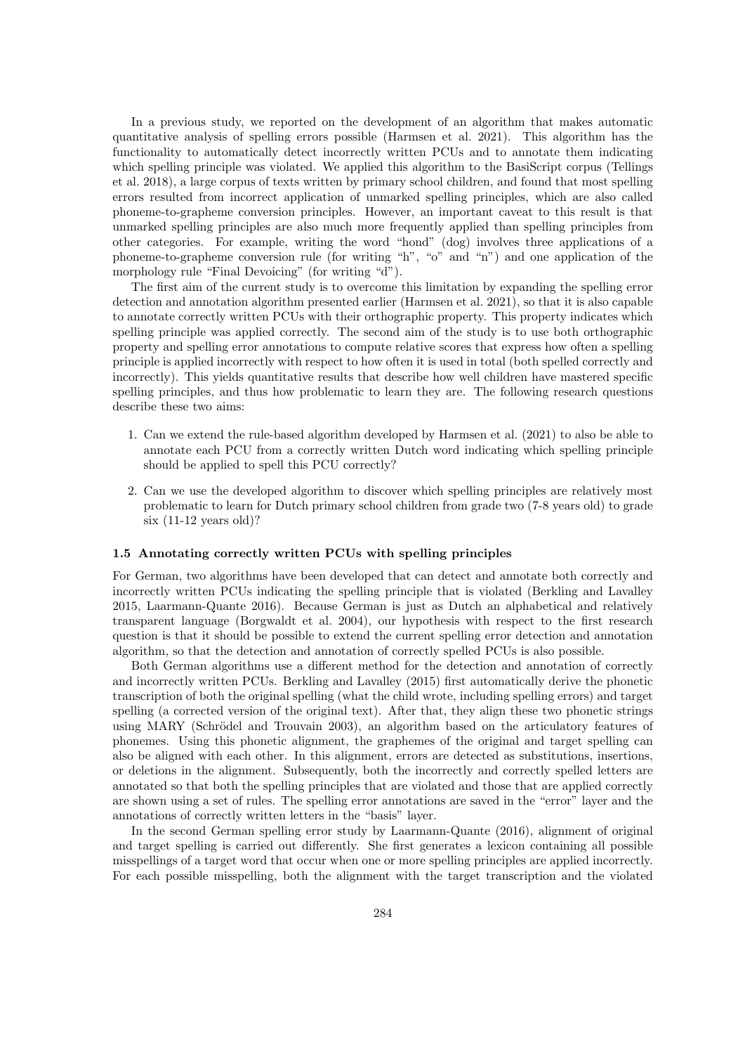In a previous study, we reported on the development of an algorithm that makes automatic quantitative analysis of spelling errors possible (Harmsen et al. 2021). This algorithm has the functionality to automatically detect incorrectly written PCUs and to annotate them indicating which spelling principle was violated. We applied this algorithm to the BasiScript corpus (Tellings et al. 2018), a large corpus of texts written by primary school children, and found that most spelling errors resulted from incorrect application of unmarked spelling principles, which are also called phoneme-to-grapheme conversion principles. However, an important caveat to this result is that unmarked spelling principles are also much more frequently applied than spelling principles from other categories. For example, writing the word "hond" (dog) involves three applications of a phoneme-to-grapheme conversion rule (for writing "h", "o" and "n") and one application of the morphology rule "Final Devoicing" (for writing "d").

The first aim of the current study is to overcome this limitation by expanding the spelling error detection and annotation algorithm presented earlier (Harmsen et al. 2021), so that it is also capable to annotate correctly written PCUs with their orthographic property. This property indicates which spelling principle was applied correctly. The second aim of the study is to use both orthographic property and spelling error annotations to compute relative scores that express how often a spelling principle is applied incorrectly with respect to how often it is used in total (both spelled correctly and incorrectly). This yields quantitative results that describe how well children have mastered specific spelling principles, and thus how problematic to learn they are. The following research questions describe these two aims:

1. Can we extend the rule-based algorithm developed by Harmsen et al. (2021) to also be able to annotate each PCU from a correctly written Dutch word indicating which spelling principle should be applied to spell this PCU correctly?
2. Can we use the developed algorithm to discover which spelling principles are relatively most problematic to learn for Dutch primary school children from grade two (7-8 years old) to grade six (11-12 years old)?

### 1.5 Annotating correctly written PCUs with spelling principles

For German, two algorithms have been developed that can detect and annotate both correctly and incorrectly written PCUs indicating the spelling principle that is violated (Berkling and Lavalley 2015, Laarmann-Quante 2016). Because German is just as Dutch an alphabetical and relatively transparent language (Borgwaldt et al. 2004), our hypothesis with respect to the first research question is that it should be possible to extend the current spelling error detection and annotation algorithm, so that the detection and annotation of correctly spelled PCUs is also possible.

Both German algorithms use a different method for the detection and annotation of correctly and incorrectly written PCUs. Berkling and Lavalley (2015) first automatically derive the phonetic transcription of both the original spelling (what the child wrote, including spelling errors) and target spelling (a corrected version of the original text). After that, they align these two phonetic strings using MARY (Schrödel and Trouvain 2003), an algorithm based on the articulatory features of phonemes. Using this phonetic alignment, the graphemes of the original and target spelling can also be aligned with each other. In this alignment, errors are detected as substitutions, insertions, or deletions in the alignment. Subsequently, both the incorrectly and correctly spelled letters are annotated so that both the spelling principles that are violated and those that are applied correctly are shown using a set of rules. The spelling error annotations are saved in the "error" layer and the annotations of correctly written letters in the "basis" layer.

In the second German spelling error study by Laarmann-Quante (2016), alignment of original and target spelling is carried out differently. She first generates a lexicon containing all possible misspellings of a target word that occur when one or more spelling principles are applied incorrectly. For each possible misspelling, both the alignment with the target transcription and the violated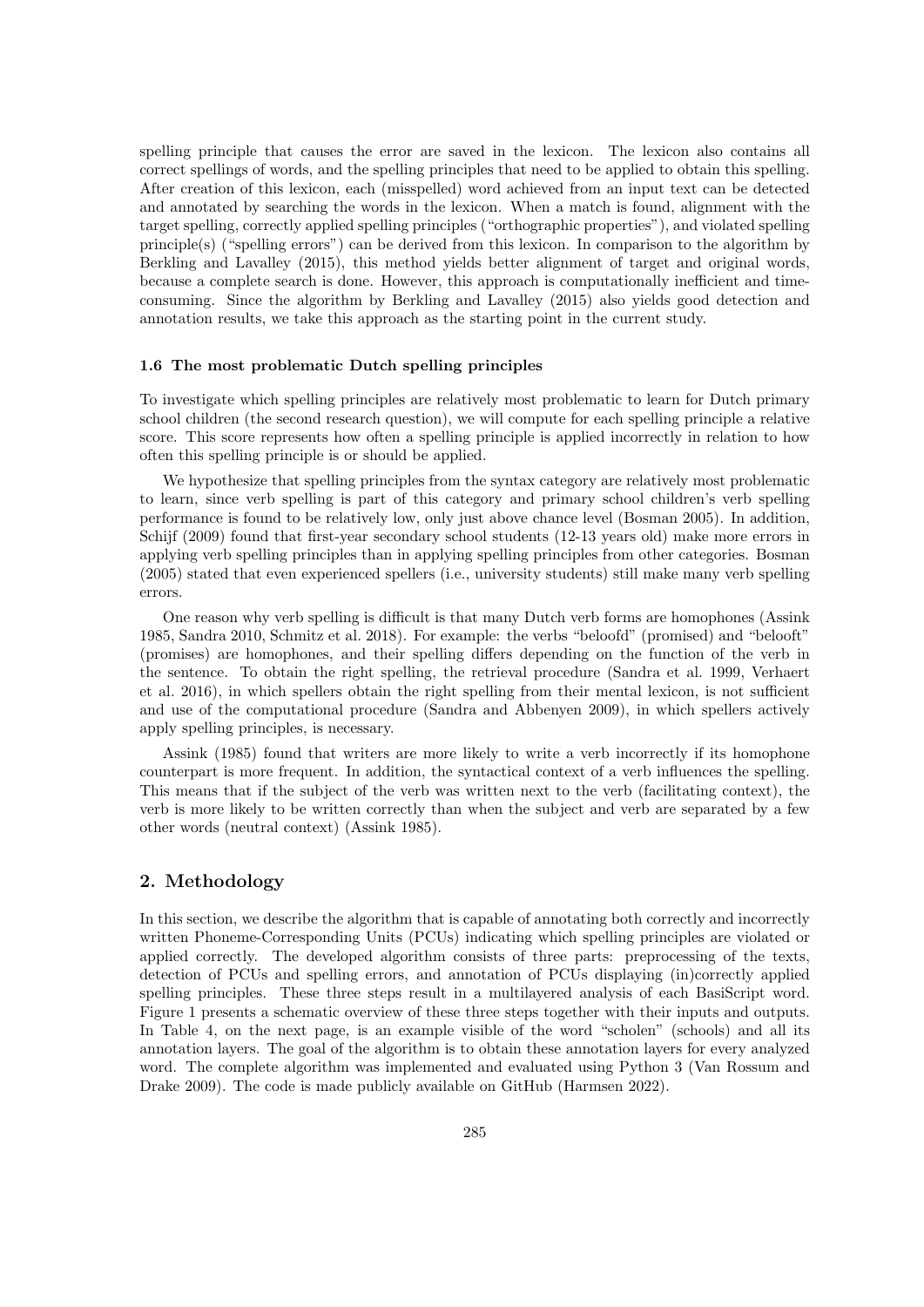spelling principle that causes the error are saved in the lexicon. The lexicon also contains all correct spellings of words, and the spelling principles that need to be applied to obtain this spelling. After creation of this lexicon, each (misspelled) word achieved from an input text can be detected and annotated by searching the words in the lexicon. When a match is found, alignment with the target spelling, correctly applied spelling principles ("orthographic properties"), and violated spelling principle(s) ("spelling errors") can be derived from this lexicon. In comparison to the algorithm by Berkling and Lavalley (2015), this method yields better alignment of target and original words, because a complete search is done. However, this approach is computationally inefficient and time-consuming. Since the algorithm by Berkling and Lavalley (2015) also yields good detection and annotation results, we take this approach as the starting point in the current study.

### 1.6 The most problematic Dutch spelling principles

To investigate which spelling principles are relatively most problematic to learn for Dutch primary school children (the second research question), we will compute for each spelling principle a relative score. This score represents how often a spelling principle is applied incorrectly in relation to how often this spelling principle is or should be applied.

We hypothesize that spelling principles from the syntax category are relatively most problematic to learn, since verb spelling is part of this category and primary school children's verb spelling performance is found to be relatively low, only just above chance level (Bosman 2005). In addition, Schijf (2009) found that first-year secondary school students (12-13 years old) make more errors in applying verb spelling principles than in applying spelling principles from other categories. Bosman (2005) stated that even experienced spellers (i.e., university students) still make many verb spelling errors.

One reason why verb spelling is difficult is that many Dutch verb forms are homophones (Assink 1985, Sandra 2010, Schmitz et al. 2018). For example: the verbs "beloofd" (promised) and "belooft" (promises) are homophones, and their spelling differs depending on the function of the verb in the sentence. To obtain the right spelling, the retrieval procedure (Sandra et al. 1999, Verhaert et al. 2016), in which spellers obtain the right spelling from their mental lexicon, is not sufficient and use of the computational procedure (Sandra and Abbenyen 2009), in which spellers actively apply spelling principles, is necessary.

Assink (1985) found that writers are more likely to write a verb incorrectly if its homophone counterpart is more frequent. In addition, the syntactical context of a verb influences the spelling. This means that if the subject of the verb was written next to the verb (facilitating context), the verb is more likely to be written correctly than when the subject and verb are separated by a few other words (neutral context) (Assink 1985).

## 2. Methodology

In this section, we describe the algorithm that is capable of annotating both correctly and incorrectly written Phoneme-Corresponding Units (PCUs) indicating which spelling principles are violated or applied correctly. The developed algorithm consists of three parts: preprocessing of the texts, detection of PCUs and spelling errors, and annotation of PCUs displaying (in)correctly applied spelling principles. These three steps result in a multilayered analysis of each BasiScript word. Figure 1 presents a schematic overview of these three steps together with their inputs and outputs. In Table 4, on the next page, is an example visible of the word "scholen" (schools) and all its annotation layers. The goal of the algorithm is to obtain these annotation layers for every analyzed word. The complete algorithm was implemented and evaluated using Python 3 (Van Rossum and Drake 2009). The code is made publicly available on GitHub (Harmsen 2022).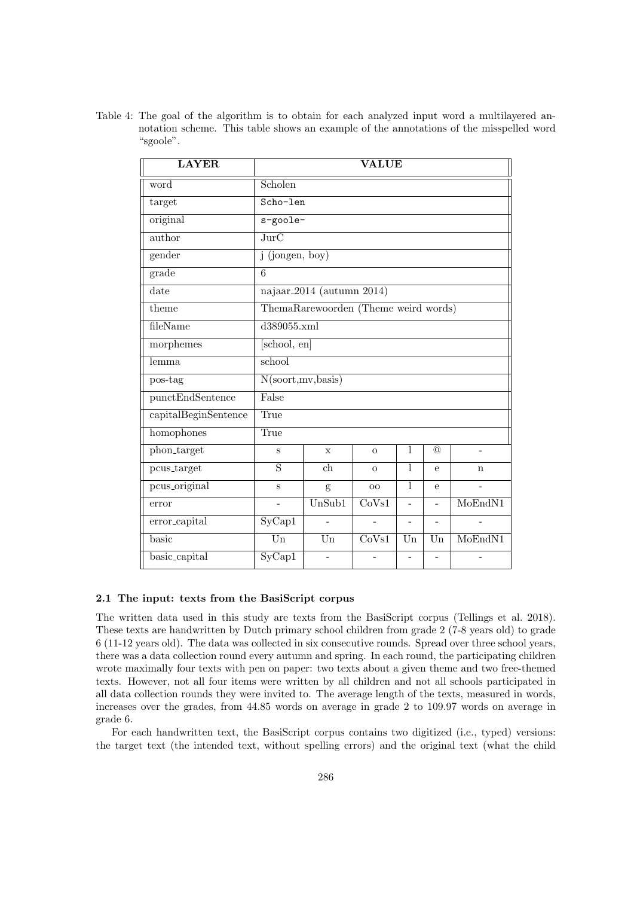Table 4: The goal of the algorithm is to obtain for each analyzed input word a multilayered annotation scheme. This table shows an example of the annotations of the misspelled word "sgoole".

| LAYER | VALUE | | | | | |
|---|---|---|---|---|---|---|
| word | Scholen | | | | | |
| target | Scho-len | | | | | |
| original | s-goole- | | | | | |
| author | JurC | | | | | |
| gender | j (jongen, boy) | | | | | |
| grade | 6 | | | | | |
| date | najaar_2014 (autumn 2014) | | | | | |
| theme | ThemaRarewoorden (Theme weird words) | | | | | |
| fileName | d389055.xml | | | | | |
| morphemes | [school, en] | | | | | |
| lemma | school | | | | | |
| pos-tag | N(soort,mv,basis) | | | | | |
| punctEndSentence | False | | | | | |
| capitalBeginSentence | True | | | | | |
| homophones | True | | | | | |
| phon_target | s | x | o | l | @ | - |
| pcus_target | S | ch | o | l | e | n |
| pcus_original | s | g | oo | l | e | - |
| error | - | UnSub1 | CoVs1 | - | - | MoEndN1 |
| error_capital | SyCap1 | - | - | - | - | - |
| basic | Un | Un | CoVs1 | Un | Un | MoEndN1 |
| basic_capital | SyCap1 | - | - | - | - | - |

### 2.1 The input: texts from the BasiScript corpus

The written data used in this study are texts from the BasiScript corpus (Tellings et al. 2018). These texts are handwritten by Dutch primary school children from grade 2 (7-8 years old) to grade 6 (11-12 years old). The data was collected in six consecutive rounds. Spread over three school years, there was a data collection round every autumn and spring. In each round, the participating children wrote maximally four texts with pen on paper: two texts about a given theme and two free-themed texts. However, not all four items were written by all children and not all schools participated in all data collection rounds they were invited to. The average length of the texts, measured in words, increases over the grades, from 44.85 words on average in grade 2 to 109.97 words on average in grade 6.

For each handwritten text, the BasiScript corpus contains two digitized (i.e., typed) versions: the target text (the intended text, without spelling errors) and the original text (what the child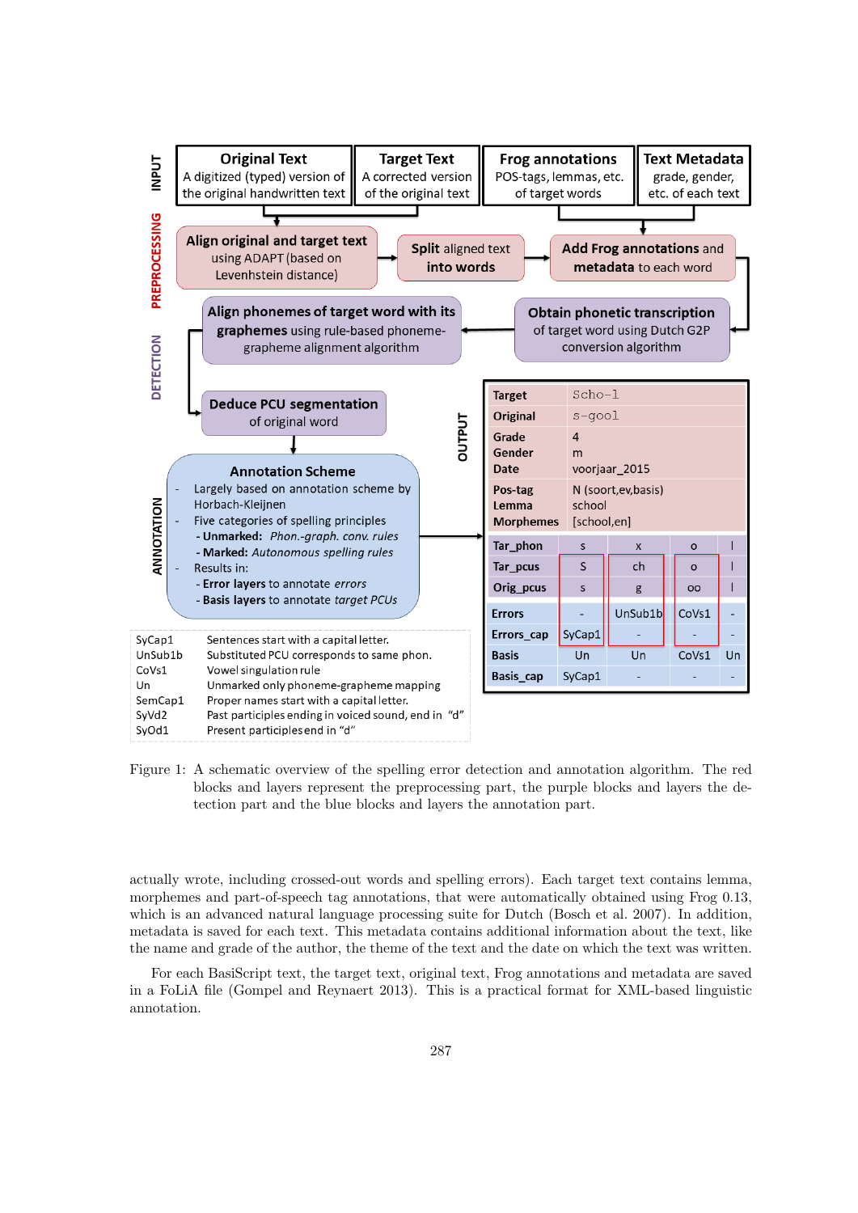INPUT

**Original Text**
A digitized (typed) version of the original handwritten text

**Target Text**
A corrected version of the original text

**Frog annotations**
POS-tags, lemmas, etc. of target words

**Text Metadata**
grade, gender, etc. of each text

PREPROCESSING

**Align original and target text** using ADAPT (based on Levenhstein distance)

**Split** aligned text **into words**

**Add Frog annotations** and **metadata** to each word

DETECTION

**Align phonemes of target word with its graphemes** using rule-based phoneme-grapheme alignment algorithm

**Obtain phonetic transcription** of target word using Dutch G2P conversion algorithm

**Deduce PCU segmentation** of original word

ANNOTATION

**Annotation Scheme**

- Largely based on annotation scheme by Horbach-Kleijnen
- Five categories of spelling principles
  - **Unmarked:** *Phon.-graph. conv. rules*
  - **Marked:** *Autonomous spelling rules*
- Results in:
  - **Error layers** to annotate *errors*
  - **Basis layers** to annotate *target PCUs*

| | |
|---|---|
| SyCap1 | Sentences start with a capital letter. |
| UnSub1b | Substituted PCU corresponds to same phon. |
| CoVs1 | Vowel singulation rule |
| Un | Unmarked only phoneme-grapheme mapping |
| SemCap1 | Proper names start with a capital letter. |
| SyVd2 | Past participles ending in voiced sound, end in "d" |
| SyOd1 | Present participles end in "d" |

OUTPUT

| | |
|---|---|
| **Target** | Scho-l |
| **Original** | s-gool |
| **Grade** | 4 |
| **Gender** | m |
| **Date** | voorjaar_2015 |
| **Pos-tag** | N (soort,ev,basis) |
| **Lemma** | school |
| **Morphemes** | [school,en] |

| | | | | |
|---|---|---|---|---|
| **Tar_phon** | s | x | o | l |
| **Tar_pcus** | S | ch | o | l |
| **Orig_pcus** | s | g | oo | l |
| **Errors** | - | UnSub1b | CoVs1 | - |
| **Errors_cap** | SyCap1 | - | - | - |
| **Basis** | Un | Un | CoVs1 | Un |
| **Basis_cap** | SyCap1 | - | - | - |

Figure 1: A schematic overview of the spelling error detection and annotation algorithm. The red blocks and layers represent the preprocessing part, the purple blocks and layers the detection part and the blue blocks and layers the annotation part.

actually wrote, including crossed-out words and spelling errors). Each target text contains lemma, morphemes and part-of-speech tag annotations, that were automatically obtained using Frog 0.13, which is an advanced natural language processing suite for Dutch (Bosch et al. 2007). In addition, metadata is saved for each text. This metadata contains additional information about the text, like the name and grade of the author, the theme of the text and the date on which the text was written.

For each BasiScript text, the target text, original text, Frog annotations and metadata are saved in a FoLiA file (Gompel and Reynaert 2013). This is a practical format for XML-based linguistic annotation.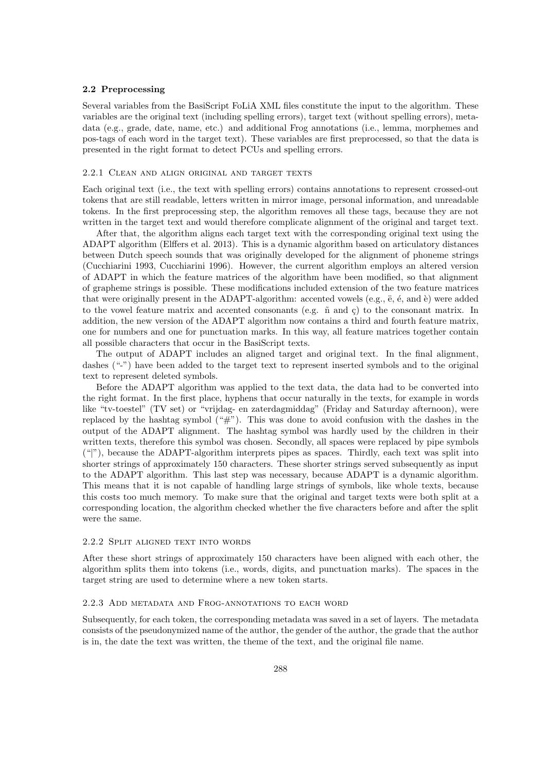### 2.2 Preprocessing

Several variables from the BasiScript FoLiA XML files constitute the input to the algorithm. These variables are the original text (including spelling errors), target text (without spelling errors), metadata (e.g., grade, date, name, etc.) and additional Frog annotations (i.e., lemma, morphemes and pos-tags of each word in the target text). These variables are first preprocessed, so that the data is presented in the right format to detect PCUs and spelling errors.

#### 2.2.1 Clean and align original and target texts

Each original text (i.e., the text with spelling errors) contains annotations to represent crossed-out tokens that are still readable, letters written in mirror image, personal information, and unreadable tokens. In the first preprocessing step, the algorithm removes all these tags, because they are not written in the target text and would therefore complicate alignment of the original and target text.

After that, the algorithm aligns each target text with the corresponding original text using the ADAPT algorithm (Elffers et al. 2013). This is a dynamic algorithm based on articulatory distances between Dutch speech sounds that was originally developed for the alignment of phoneme strings (Cucchiarini 1993, Cucchiarini 1996). However, the current algorithm employs an altered version of ADAPT in which the feature matrices of the algorithm have been modified, so that alignment of grapheme strings is possible. These modifications included extension of the two feature matrices that were originally present in the ADAPT-algorithm: accented vowels (e.g., ë, é, and è) were added to the vowel feature matrix and accented consonants (e.g. ñ and ç) to the consonant matrix. In addition, the new version of the ADAPT algorithm now contains a third and fourth feature matrix, one for numbers and one for punctuation marks. In this way, all feature matrices together contain all possible characters that occur in the BasiScript texts.

The output of ADAPT includes an aligned target and original text. In the final alignment, dashes ("-") have been added to the target text to represent inserted symbols and to the original text to represent deleted symbols.

Before the ADAPT algorithm was applied to the text data, the data had to be converted into the right format. In the first place, hyphens that occur naturally in the texts, for example in words like "tv-toestel" (TV set) or "vrijdag- en zaterdagmiddag" (Friday and Saturday afternoon), were replaced by the hashtag symbol ("#"). This was done to avoid confusion with the dashes in the output of the ADAPT alignment. The hashtag symbol was hardly used by the children in their written texts, therefore this symbol was chosen. Secondly, all spaces were replaced by pipe symbols ("|"), because the ADAPT-algorithm interprets pipes as spaces. Thirdly, each text was split into shorter strings of approximately 150 characters. These shorter strings served subsequently as input to the ADAPT algorithm. This last step was necessary, because ADAPT is a dynamic algorithm. This means that it is not capable of handling large strings of symbols, like whole texts, because this costs too much memory. To make sure that the original and target texts were both split at a corresponding location, the algorithm checked whether the five characters before and after the split were the same.

#### 2.2.2 Split aligned text into words

After these short strings of approximately 150 characters have been aligned with each other, the algorithm splits them into tokens (i.e., words, digits, and punctuation marks). The spaces in the target string are used to determine where a new token starts.

#### 2.2.3 Add metadata and Frog-annotations to each word

Subsequently, for each token, the corresponding metadata was saved in a set of layers. The metadata consists of the pseudonymized name of the author, the gender of the author, the grade that the author is in, the date the text was written, the theme of the text, and the original file name.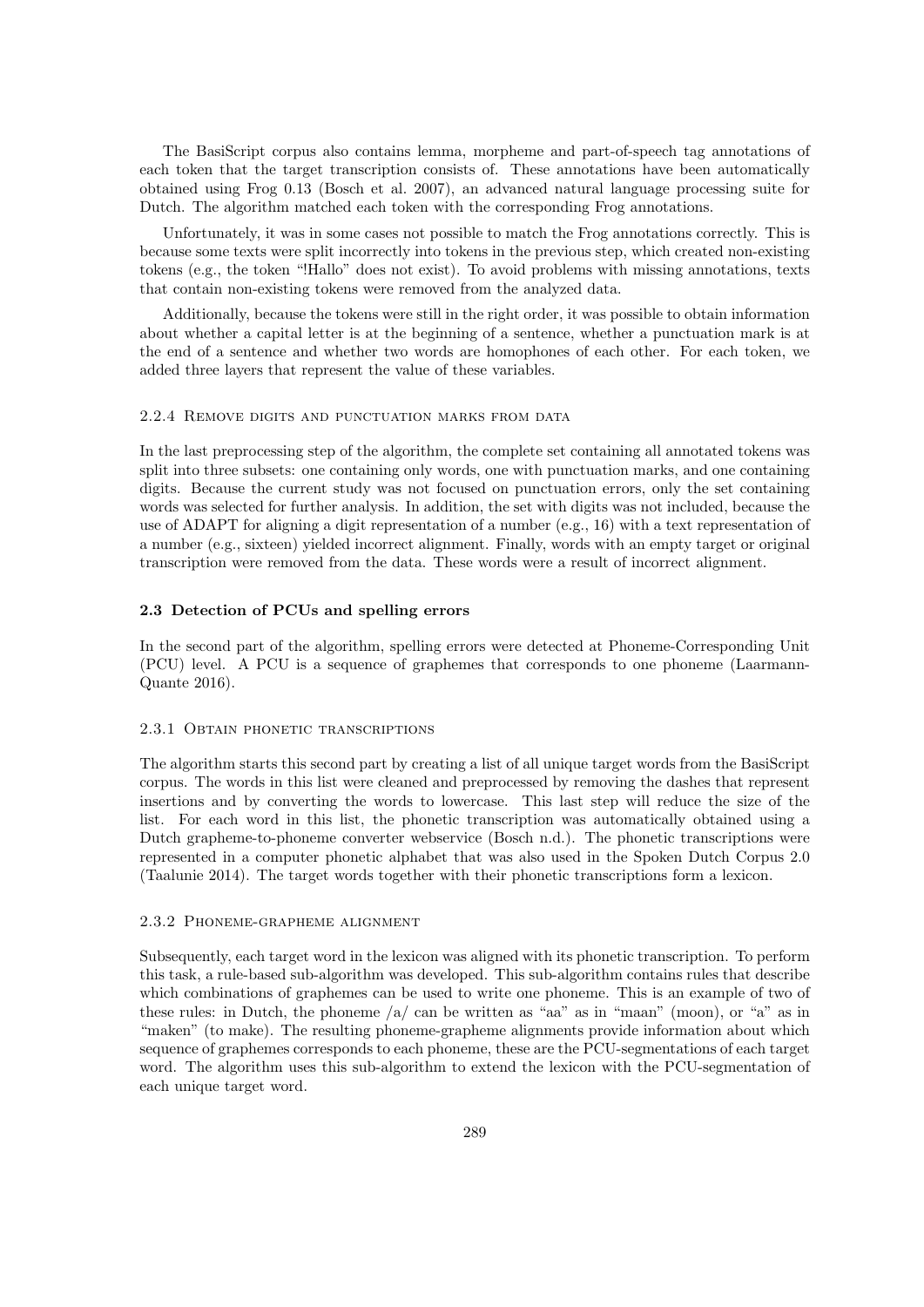The BasiScript corpus also contains lemma, morpheme and part-of-speech tag annotations of each token that the target transcription consists of. These annotations have been automatically obtained using Frog 0.13 (Bosch et al. 2007), an advanced natural language processing suite for Dutch. The algorithm matched each token with the corresponding Frog annotations.

Unfortunately, it was in some cases not possible to match the Frog annotations correctly. This is because some texts were split incorrectly into tokens in the previous step, which created non-existing tokens (e.g., the token "!Hallo" does not exist). To avoid problems with missing annotations, texts that contain non-existing tokens were removed from the analyzed data.

Additionally, because the tokens were still in the right order, it was possible to obtain information about whether a capital letter is at the beginning of a sentence, whether a punctuation mark is at the end of a sentence and whether two words are homophones of each other. For each token, we added three layers that represent the value of these variables.

#### 2.2.4 Remove digits and punctuation marks from data

In the last preprocessing step of the algorithm, the complete set containing all annotated tokens was split into three subsets: one containing only words, one with punctuation marks, and one containing digits. Because the current study was not focused on punctuation errors, only the set containing words was selected for further analysis. In addition, the set with digits was not included, because the use of ADAPT for aligning a digit representation of a number (e.g., 16) with a text representation of a number (e.g., sixteen) yielded incorrect alignment. Finally, words with an empty target or original transcription were removed from the data. These words were a result of incorrect alignment.

### 2.3 Detection of PCUs and spelling errors

In the second part of the algorithm, spelling errors were detected at Phoneme-Corresponding Unit (PCU) level. A PCU is a sequence of graphemes that corresponds to one phoneme (Laarmann-Quante 2016).

#### 2.3.1 Obtain phonetic transcriptions

The algorithm starts this second part by creating a list of all unique target words from the BasiScript corpus. The words in this list were cleaned and preprocessed by removing the dashes that represent insertions and by converting the words to lowercase. This last step will reduce the size of the list. For each word in this list, the phonetic transcription was automatically obtained using a Dutch grapheme-to-phoneme converter webservice (Bosch n.d.). The phonetic transcriptions were represented in a computer phonetic alphabet that was also used in the Spoken Dutch Corpus 2.0 (Taalunie 2014). The target words together with their phonetic transcriptions form a lexicon.

#### 2.3.2 Phoneme-grapheme alignment

Subsequently, each target word in the lexicon was aligned with its phonetic transcription. To perform this task, a rule-based sub-algorithm was developed. This sub-algorithm contains rules that describe which combinations of graphemes can be used to write one phoneme. This is an example of two of these rules: in Dutch, the phoneme /a/ can be written as "aa" as in "maan" (moon), or "a" as in "maken" (to make). The resulting phoneme-grapheme alignments provide information about which sequence of graphemes corresponds to each phoneme, these are the PCU-segmentations of each target word. The algorithm uses this sub-algorithm to extend the lexicon with the PCU-segmentation of each unique target word.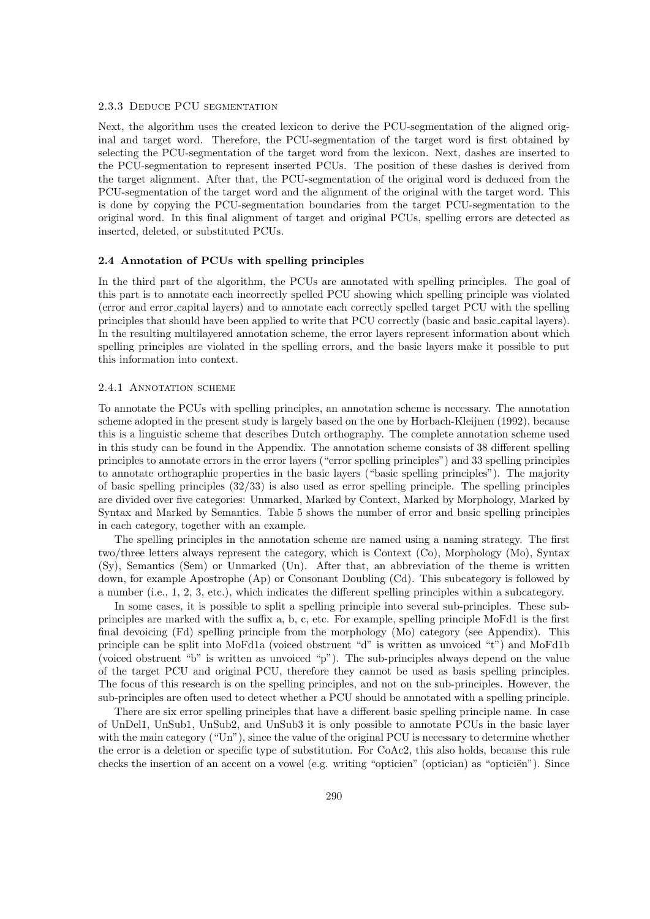#### 2.3.3 Deduce PCU segmentation

Next, the algorithm uses the created lexicon to derive the PCU-segmentation of the aligned original and target word. Therefore, the PCU-segmentation of the target word is first obtained by selecting the PCU-segmentation of the target word from the lexicon. Next, dashes are inserted to the PCU-segmentation to represent inserted PCUs. The position of these dashes is derived from the target alignment. After that, the PCU-segmentation of the original word is deduced from the PCU-segmentation of the target word and the alignment of the original with the target word. This is done by copying the PCU-segmentation boundaries from the target PCU-segmentation to the original word. In this final alignment of target and original PCUs, spelling errors are detected as inserted, deleted, or substituted PCUs.

### 2.4 Annotation of PCUs with spelling principles

In the third part of the algorithm, the PCUs are annotated with spelling principles. The goal of this part is to annotate each incorrectly spelled PCU showing which spelling principle was violated (error and error_capital layers) and to annotate each correctly spelled target PCU with the spelling principles that should have been applied to write that PCU correctly (basic and basic_capital layers). In the resulting multilayered annotation scheme, the error layers represent information about which spelling principles are violated in the spelling errors, and the basic layers make it possible to put this information into context.

#### 2.4.1 Annotation scheme

To annotate the PCUs with spelling principles, an annotation scheme is necessary. The annotation scheme adopted in the present study is largely based on the one by Horbach-Kleijnen (1992), because this is a linguistic scheme that describes Dutch orthography. The complete annotation scheme used in this study can be found in the Appendix. The annotation scheme consists of 38 different spelling principles to annotate errors in the error layers ("error spelling principles") and 33 spelling principles to annotate orthographic properties in the basic layers ("basic spelling principles"). The majority of basic spelling principles (32/33) is also used as error spelling principle. The spelling principles are divided over five categories: Unmarked, Marked by Context, Marked by Morphology, Marked by Syntax and Marked by Semantics. Table 5 shows the number of error and basic spelling principles in each category, together with an example.

The spelling principles in the annotation scheme are named using a naming strategy. The first two/three letters always represent the category, which is Context (Co), Morphology (Mo), Syntax (Sy), Semantics (Sem) or Unmarked (Un). After that, an abbreviation of the theme is written down, for example Apostrophe (Ap) or Consonant Doubling (Cd). This subcategory is followed by a number (i.e., 1, 2, 3, etc.), which indicates the different spelling principles within a subcategory.

In some cases, it is possible to split a spelling principle into several sub-principles. These sub-principles are marked with the suffix a, b, c, etc. For example, spelling principle MoFd1 is the first final devoicing (Fd) spelling principle from the morphology (Mo) category (see Appendix). This principle can be split into MoFd1a (voiced obstruent "d" is written as unvoiced "t") and MoFd1b (voiced obstruent "b" is written as unvoiced "p"). The sub-principles always depend on the value of the target PCU and original PCU, therefore they cannot be used as basis spelling principles. The focus of this research is on the spelling principles, and not on the sub-principles. However, the sub-principles are often used to detect whether a PCU should be annotated with a spelling principle.

There are six error spelling principles that have a different basic spelling principle name. In case of UnDel1, UnSub1, UnSub2, and UnSub3 it is only possible to annotate PCUs in the basic layer with the main category ("Un"), since the value of the original PCU is necessary to determine whether the error is a deletion or specific type of substitution. For CoAc2, this also holds, because this rule checks the insertion of an accent on a vowel (e.g. writing "opticien" (optician) as "opticiën"). Since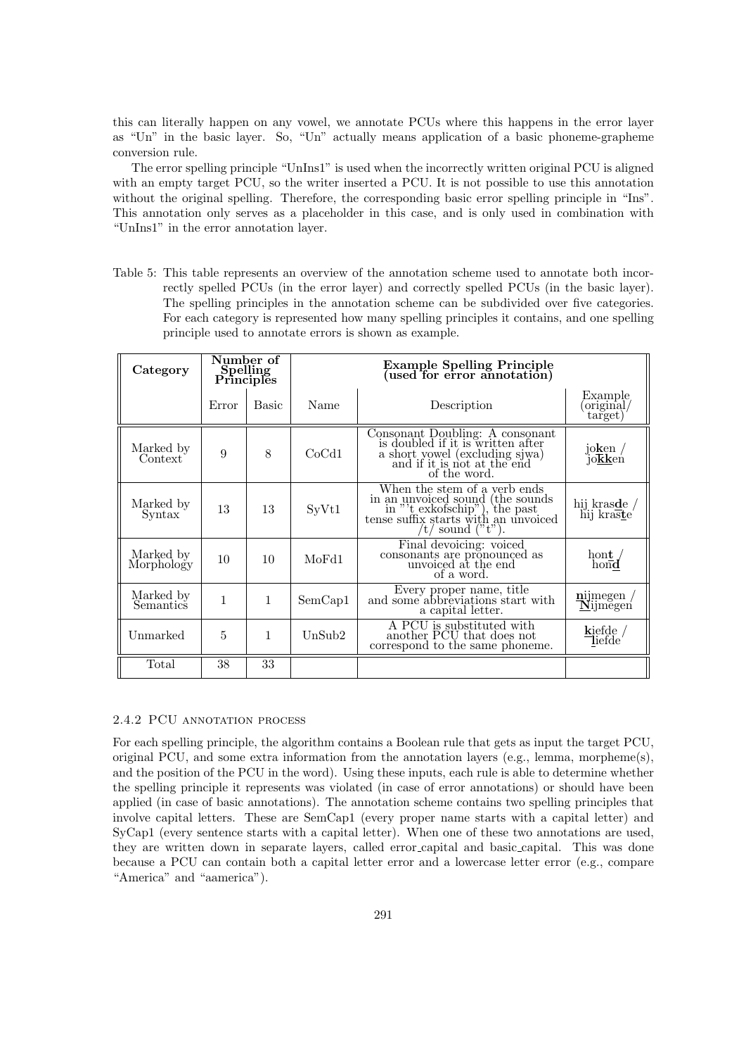this can literally happen on any vowel, we annotate PCUs where this happens in the error layer as "Un" in the basic layer. So, "Un" actually means application of a basic phoneme-grapheme conversion rule.

The error spelling principle "UnIns1" is used when the incorrectly written original PCU is aligned with an empty target PCU, so the writer inserted a PCU. It is not possible to use this annotation without the original spelling. Therefore, the corresponding basic error spelling principle in "Ins". This annotation only serves as a placeholder in this case, and is only used in combination with "UnIns1" in the error annotation layer.

Table 5: This table represents an overview of the annotation scheme used to annotate both incorrectly spelled PCUs (in the error layer) and correctly spelled PCUs (in the basic layer). The spelling principles in the annotation scheme can be subdivided over five categories. For each category is represented how many spelling principles it contains, and one spelling principle used to annotate errors is shown as example.

| **Category** | **Number of Spelling Principles** | | **Example Spelling Principle (used for error annotation)** | | |
|---|---|---|---|---|---|
| | Error | Basic | Name | Description | Example (original/ target) |
| Marked by Context | 9 | 8 | CoCd1 | Consonant Doubling: A consonant is doubled if it is written after a short vowel (excluding sjwa) and if it is not at the end of the word. | jo**k**en / jo**kk**en |
| Marked by Syntax | 13 | 13 | SyVt1 | When the stem of a verb ends in an unvoiced sound (the sounds in "'t exkofschip"), the past tense suffix starts with an unvoiced /t/ sound ("t"). | hij kras**d**e / hij kras**t**e |
| Marked by Morphology | 10 | 10 | MoFd1 | Final devoicing: voiced consonants are pronounced as unvoiced at the end of a word. | hon**t** / hon**d** |
| Marked by Semantics | 1 | 1 | SemCap1 | Every proper name, title and some abbreviations start with a capital letter. | **n**ijmegen / **N**ijmegen |
| Unmarked | 5 | 1 | UnSub2 | A PCU is substituted with another PCU that does not correspond to the same phoneme. | **k**iefde / **l**iefde |
| Total | 38 | 33 | | | |

### 2.4.2 PCU annotation process

For each spelling principle, the algorithm contains a Boolean rule that gets as input the target PCU, original PCU, and some extra information from the annotation layers (e.g., lemma, morpheme(s), and the position of the PCU in the word). Using these inputs, each rule is able to determine whether the spelling principle it represents was violated (in case of error annotations) or should have been applied (in case of basic annotations). The annotation scheme contains two spelling principles that involve capital letters. These are SemCap1 (every proper name starts with a capital letter) and SyCap1 (every sentence starts with a capital letter). When one of these two annotations are used, they are written down in separate layers, called error_capital and basic_capital. This was done because a PCU can contain both a capital letter error and a lowercase letter error (e.g., compare "America" and "aamerica").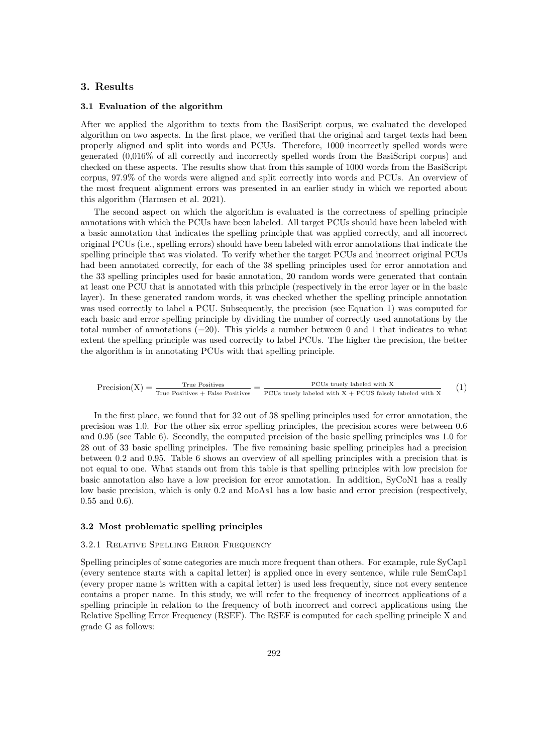## 3. Results

### 3.1 Evaluation of the algorithm

After we applied the algorithm to texts from the BasiScript corpus, we evaluated the developed algorithm on two aspects. In the first place, we verified that the original and target texts had been properly aligned and split into words and PCUs. Therefore, 1000 incorrectly spelled words were generated (0,016% of all correctly and incorrectly spelled words from the BasiScript corpus) and checked on these aspects. The results show that from this sample of 1000 words from the BasiScript corpus, 97.9% of the words were aligned and split correctly into words and PCUs. An overview of the most frequent alignment errors was presented in an earlier study in which we reported about this algorithm (Harmsen et al. 2021).

The second aspect on which the algorithm is evaluated is the correctness of spelling principle annotations with which the PCUs have been labeled. All target PCUs should have been labeled with a basic annotation that indicates the spelling principle that was applied correctly, and all incorrect original PCUs (i.e., spelling errors) should have been labeled with error annotations that indicate the spelling principle that was violated. To verify whether the target PCUs and incorrect original PCUs had been annotated correctly, for each of the 38 spelling principles used for error annotation and the 33 spelling principles used for basic annotation, 20 random words were generated that contain at least one PCU that is annotated with this principle (respectively in the error layer or in the basic layer). In these generated random words, it was checked whether the spelling principle annotation was used correctly to label a PCU. Subsequently, the precision (see Equation 1) was computed for each basic and error spelling principle by dividing the number of correctly used annotations by the total number of annotations (=20). This yields a number between 0 and 1 that indicates to what extent the spelling principle was used correctly to label PCUs. The higher the precision, the better the algorithm is in annotating PCUs with that spelling principle.

$$\text{Precision(X)} = \frac{\text{True Positives}}{\text{True Positives + False Positives}} = \frac{\text{PCUs truely labeled with X}}{\text{PCUs truely labeled with X + PCUS falsely labeled with X}} \quad (1)$$

In the first place, we found that for 32 out of 38 spelling principles used for error annotation, the precision was 1.0. For the other six error spelling principles, the precision scores were between 0.6 and 0.95 (see Table 6). Secondly, the computed precision of the basic spelling principles was 1.0 for 28 out of 33 basic spelling principles. The five remaining basic spelling principles had a precision between 0.2 and 0.95. Table 6 shows an overview of all spelling principles with a precision that is not equal to one. What stands out from this table is that spelling principles with low precision for basic annotation also have a low precision for error annotation. In addition, SyCoN1 has a really low basic precision, which is only 0.2 and MoAs1 has a low basic and error precision (respectively, 0.55 and 0.6).

### 3.2 Most problematic spelling principles

#### 3.2.1 Relative Spelling Error Frequency

Spelling principles of some categories are much more frequent than others. For example, rule SyCap1 (every sentence starts with a capital letter) is applied once in every sentence, while rule SemCap1 (every proper name is written with a capital letter) is used less frequently, since not every sentence contains a proper name. In this study, we will refer to the frequency of incorrect applications of a spelling principle in relation to the frequency of both incorrect and correct applications using the Relative Spelling Error Frequency (RSEF). The RSEF is computed for each spelling principle X and grade G as follows: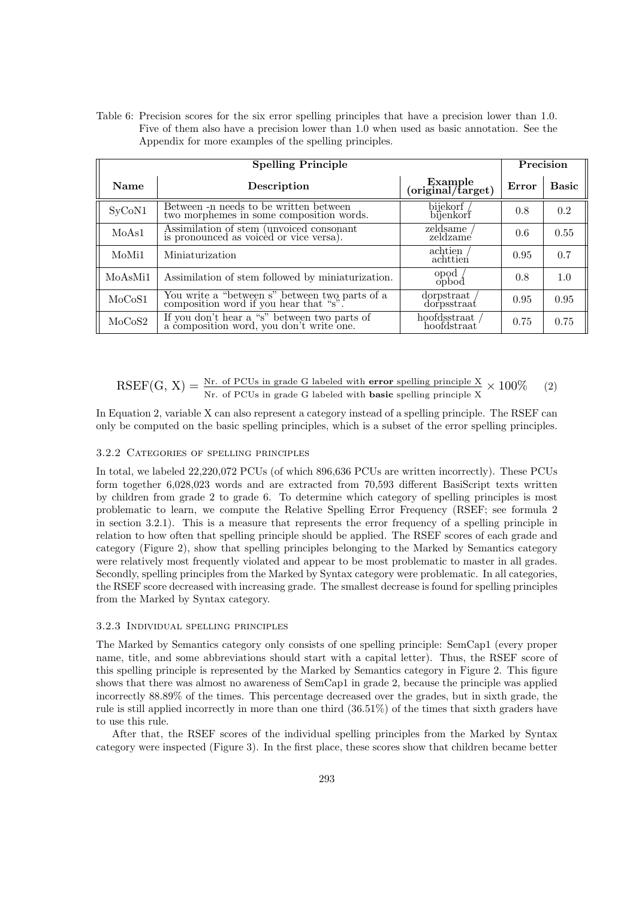Table 6: Precision scores for the six error spelling principles that have a precision lower than 1.0. Five of them also have a precision lower than 1.0 when used as basic annotation. See the Appendix for more examples of the spelling principles.

| **Spelling Principle** | | | **Precision** | |
|---|---|---|---|---|
| **Name** | **Description** | **Example (original/target)** | **Error** | **Basic** |
| SyCoN1 | Between -n needs to be written between two morphemes in some composition words. | bijekorf / bijenkorf | 0.8 | 0.2 |
| MoAs1 | Assimilation of stem (unvoiced consonant is pronounced as voiced or vice versa). | zeldsame / zeldzame | 0.6 | 0.55 |
| MoMi1 | Miniaturization | achtien / achttien | 0.95 | 0.7 |
| MoAsMi1 | Assimilation of stem followed by miniaturization. | opod / opbod | 0.8 | 1.0 |
| MoCoS1 | You write a "between s" between two parts of a composition word if you hear that "s". | dorpstraat / dorpsstraat | 0.95 | 0.95 |
| MoCoS2 | If you don't hear a "s" between two parts of a composition word, you don't write one. | hoofdsstraat / hoofdstraat | 0.75 | 0.75 |

$$\text{RSEF(G, X)} = \frac{\text{Nr. of PCUs in grade G labeled with } \textbf{error} \text{ spelling principle X}}{\text{Nr. of PCUs in grade G labeled with } \textbf{basic} \text{ spelling principle X}} \times 100\% \quad (2)$$

In Equation 2, variable X can also represent a category instead of a spelling principle. The RSEF can only be computed on the basic spelling principles, which is a subset of the error spelling principles.

### 3.2.2 Categories of spelling principles

In total, we labeled 22,220,072 PCUs (of which 896,636 PCUs are written incorrectly). These PCUs form together 6,028,023 words and are extracted from 70,593 different BasiScript texts written by children from grade 2 to grade 6. To determine which category of spelling principles is most problematic to learn, we compute the Relative Spelling Error Frequency (RSEF; see formula 2 in section 3.2.1). This is a measure that represents the error frequency of a spelling principle in relation to how often that spelling principle should be applied. The RSEF scores of each grade and category (Figure 2), show that spelling principles belonging to the Marked by Semantics category were relatively most frequently violated and appear to be most problematic to master in all grades. Secondly, spelling principles from the Marked by Syntax category were problematic. In all categories, the RSEF score decreased with increasing grade. The smallest decrease is found for spelling principles from the Marked by Syntax category.

### 3.2.3 Individual spelling principles

The Marked by Semantics category only consists of one spelling principle: SemCap1 (every proper name, title, and some abbreviations should start with a capital letter). Thus, the RSEF score of this spelling principle is represented by the Marked by Semantics category in Figure 2. This figure shows that there was almost no awareness of SemCap1 in grade 2, because the principle was applied incorrectly 88.89% of the times. This percentage decreased over the grades, but in sixth grade, the rule is still applied incorrectly in more than one third (36.51%) of the times that sixth graders have to use this rule.

After that, the RSEF scores of the individual spelling principles from the Marked by Syntax category were inspected (Figure 3). In the first place, these scores show that children became better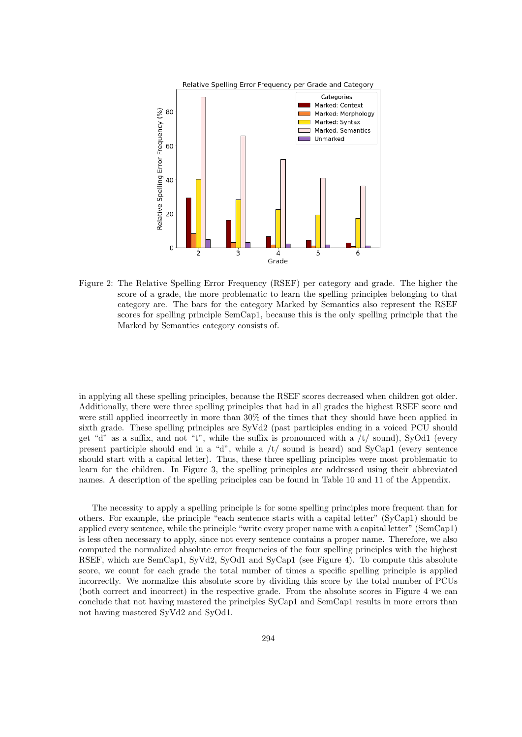Figure 2: The Relative Spelling Error Frequency (RSEF) per category and grade. The higher the score of a grade, the more problematic to learn the spelling principles belonging to that category are. The bars for the category Marked by Semantics also represent the RSEF scores for spelling principle SemCap1, because this is the only spelling principle that the Marked by Semantics category consists of.

in applying all these spelling principles, because the RSEF scores decreased when children got older. Additionally, there were three spelling principles that had in all grades the highest RSEF score and were still applied incorrectly in more than 30% of the times that they should have been applied in sixth grade. These spelling principles are SyVd2 (past participles ending in a voiced PCU should get "d" as a suffix, and not "t", while the suffix is pronounced with a /t/ sound), SyOd1 (every present participle should end in a "d", while a /t/ sound is heard) and SyCap1 (every sentence should start with a capital letter). Thus, these three spelling principles were most problematic to learn for the children. In Figure 3, the spelling principles are addressed using their abbreviated names. A description of the spelling principles can be found in Table 10 and 11 of the Appendix.

The necessity to apply a spelling principle is for some spelling principles more frequent than for others. For example, the principle "each sentence starts with a capital letter" (SyCap1) should be applied every sentence, while the principle "write every proper name with a capital letter" (SemCap1) is less often necessary to apply, since not every sentence contains a proper name. Therefore, we also computed the normalized absolute error frequencies of the four spelling principles with the highest RSEF, which are SemCap1, SyVd2, SyOd1 and SyCap1 (see Figure 4). To compute this absolute score, we count for each grade the total number of times a specific spelling principle is applied incorrectly. We normalize this absolute score by dividing this score by the total number of PCUs (both correct and incorrect) in the respective grade. From the absolute scores in Figure 4 we can conclude that not having mastered the principles SyCap1 and SemCap1 results in more errors than not having mastered SyVd2 and SyOd1.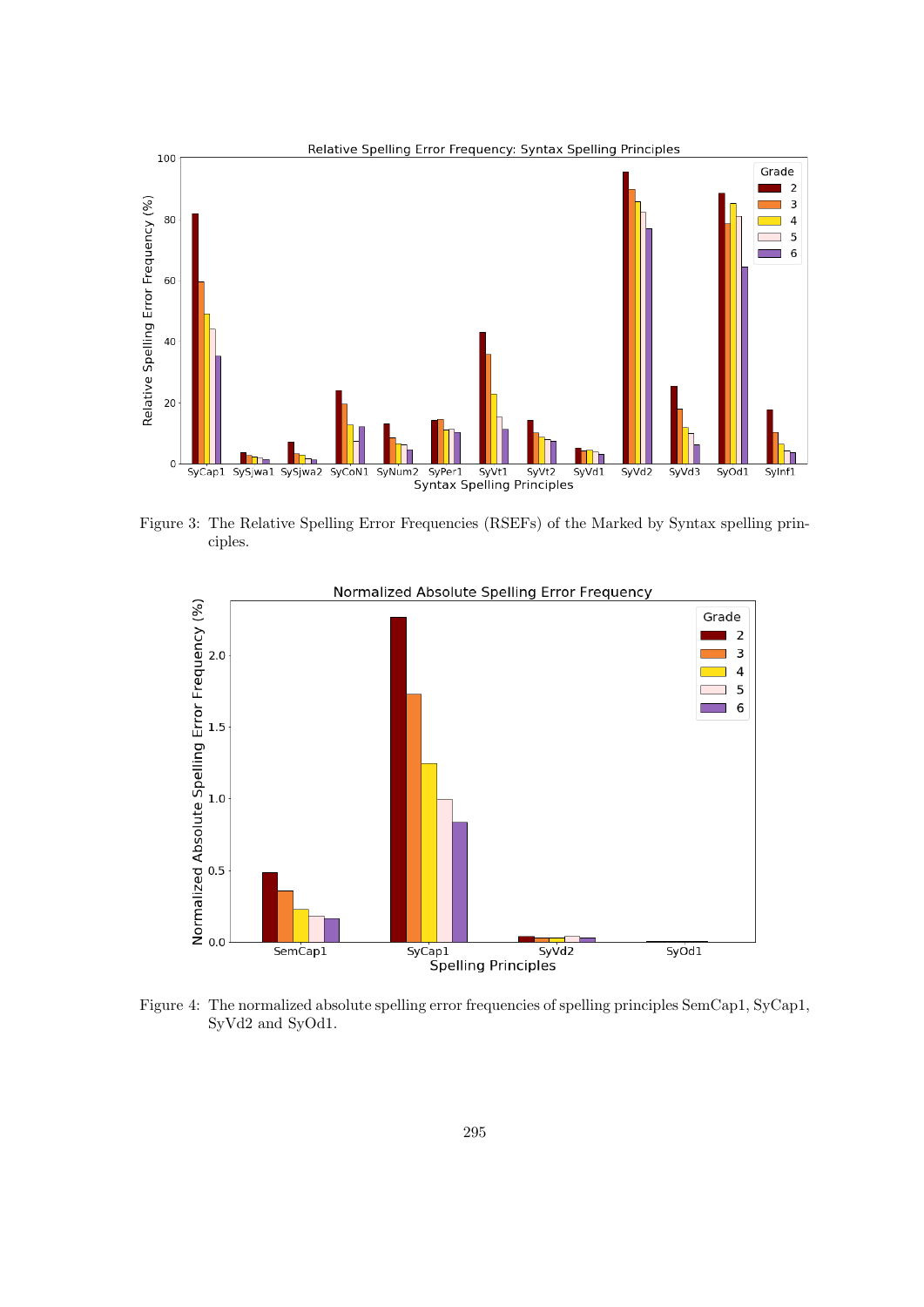Figure 3: The Relative Spelling Error Frequencies (RSEFs) of the Marked by Syntax spelling principles.

Figure 4: The normalized absolute spelling error frequencies of spelling principles SemCap1, SyCap1, SyVd2 and SyOd1.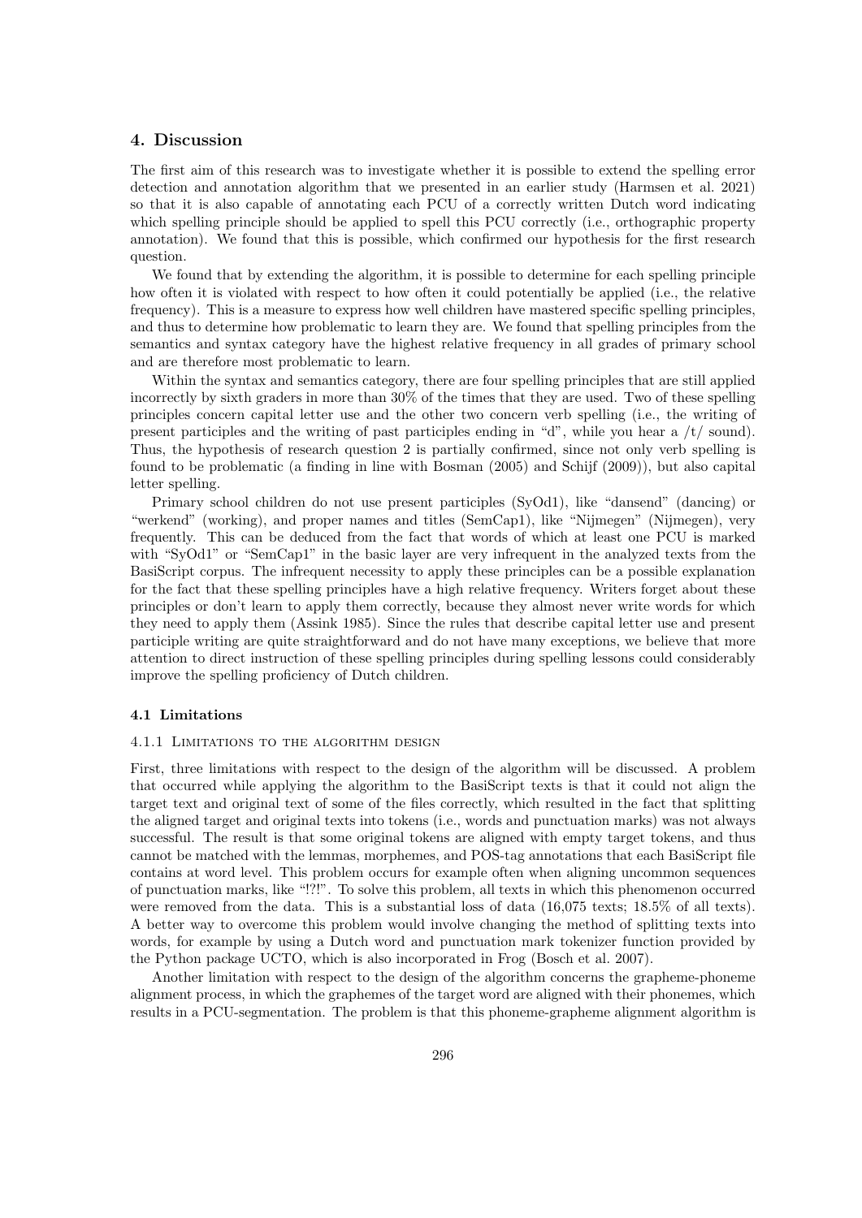## 4. Discussion

The first aim of this research was to investigate whether it is possible to extend the spelling error detection and annotation algorithm that we presented in an earlier study (Harmsen et al. 2021) so that it is also capable of annotating each PCU of a correctly written Dutch word indicating which spelling principle should be applied to spell this PCU correctly (i.e., orthographic property annotation). We found that this is possible, which confirmed our hypothesis for the first research question.

We found that by extending the algorithm, it is possible to determine for each spelling principle how often it is violated with respect to how often it could potentially be applied (i.e., the relative frequency). This is a measure to express how well children have mastered specific spelling principles, and thus to determine how problematic to learn they are. We found that spelling principles from the semantics and syntax category have the highest relative frequency in all grades of primary school and are therefore most problematic to learn.

Within the syntax and semantics category, there are four spelling principles that are still applied incorrectly by sixth graders in more than 30% of the times that they are used. Two of these spelling principles concern capital letter use and the other two concern verb spelling (i.e., the writing of present participles and the writing of past participles ending in "d", while you hear a /t/ sound). Thus, the hypothesis of research question 2 is partially confirmed, since not only verb spelling is found to be problematic (a finding in line with Bosman (2005) and Schijf (2009)), but also capital letter spelling.

Primary school children do not use present participles (SyOd1), like "dansend" (dancing) or "werkend" (working), and proper names and titles (SemCap1), like "Nijmegen" (Nijmegen), very frequently. This can be deduced from the fact that words of which at least one PCU is marked with "SyOd1" or "SemCap1" in the basic layer are very infrequent in the analyzed texts from the BasiScript corpus. The infrequent necessity to apply these principles can be a possible explanation for the fact that these spelling principles have a high relative frequency. Writers forget about these principles or don't learn to apply them correctly, because they almost never write words for which they need to apply them (Assink 1985). Since the rules that describe capital letter use and present participle writing are quite straightforward and do not have many exceptions, we believe that more attention to direct instruction of these spelling principles during spelling lessons could considerably improve the spelling proficiency of Dutch children.

### 4.1 Limitations

#### 4.1.1 Limitations to the algorithm design

First, three limitations with respect to the design of the algorithm will be discussed. A problem that occurred while applying the algorithm to the BasiScript texts is that it could not align the target text and original text of some of the files correctly, which resulted in the fact that splitting the aligned target and original texts into tokens (i.e., words and punctuation marks) was not always successful. The result is that some original tokens are aligned with empty target tokens, and thus cannot be matched with the lemmas, morphemes, and POS-tag annotations that each BasiScript file contains at word level. This problem occurs for example often when aligning uncommon sequences of punctuation marks, like "!?!". To solve this problem, all texts in which this phenomenon occurred were removed from the data. This is a substantial loss of data (16,075 texts; 18.5% of all texts). A better way to overcome this problem would involve changing the method of splitting texts into words, for example by using a Dutch word and punctuation mark tokenizer function provided by the Python package UCTO, which is also incorporated in Frog (Bosch et al. 2007).

Another limitation with respect to the design of the algorithm concerns the grapheme-phoneme alignment process, in which the graphemes of the target word are aligned with their phonemes, which results in a PCU-segmentation. The problem is that this phoneme-grapheme alignment algorithm is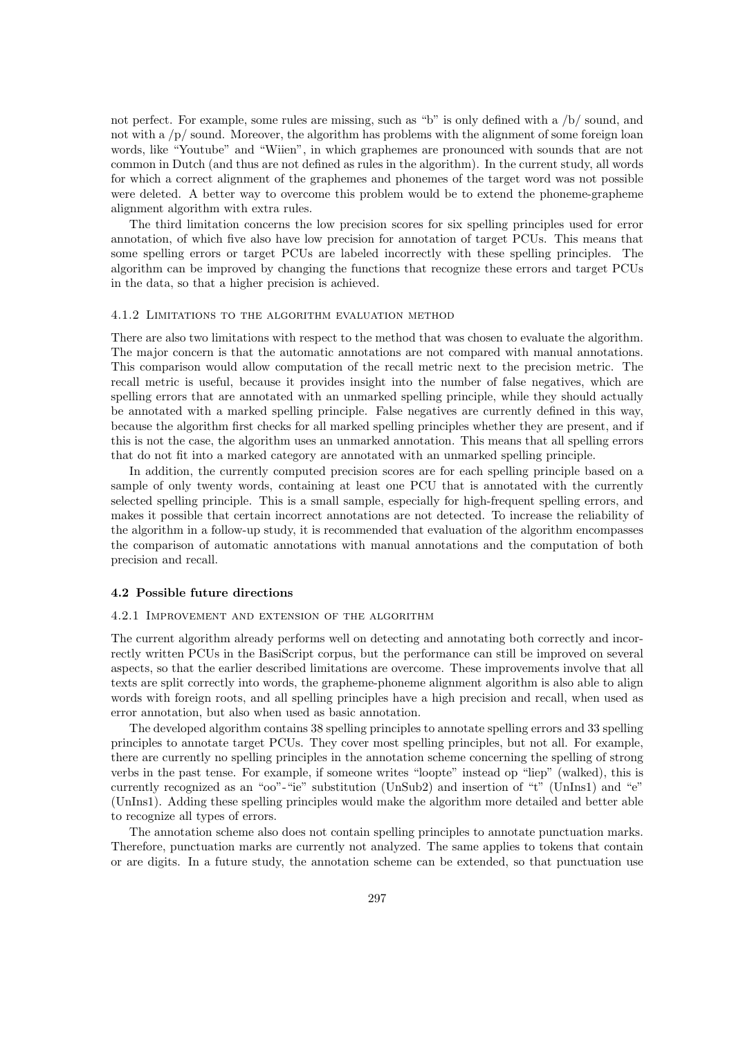not perfect. For example, some rules are missing, such as "b" is only defined with a /b/ sound, and not with a /p/ sound. Moreover, the algorithm has problems with the alignment of some foreign loan words, like "Youtube" and "Wiien", in which graphemes are pronounced with sounds that are not common in Dutch (and thus are not defined as rules in the algorithm). In the current study, all words for which a correct alignment of the graphemes and phonemes of the target word was not possible were deleted. A better way to overcome this problem would be to extend the phoneme-grapheme alignment algorithm with extra rules.

The third limitation concerns the low precision scores for six spelling principles used for error annotation, of which five also have low precision for annotation of target PCUs. This means that some spelling errors or target PCUs are labeled incorrectly with these spelling principles. The algorithm can be improved by changing the functions that recognize these errors and target PCUs in the data, so that a higher precision is achieved.

#### 4.1.2 Limitations to the algorithm evaluation method

There are also two limitations with respect to the method that was chosen to evaluate the algorithm. The major concern is that the automatic annotations are not compared with manual annotations. This comparison would allow computation of the recall metric next to the precision metric. The recall metric is useful, because it provides insight into the number of false negatives, which are spelling errors that are annotated with an unmarked spelling principle, while they should actually be annotated with a marked spelling principle. False negatives are currently defined in this way, because the algorithm first checks for all marked spelling principles whether they are present, and if this is not the case, the algorithm uses an unmarked annotation. This means that all spelling errors that do not fit into a marked category are annotated with an unmarked spelling principle.

In addition, the currently computed precision scores are for each spelling principle based on a sample of only twenty words, containing at least one PCU that is annotated with the currently selected spelling principle. This is a small sample, especially for high-frequent spelling errors, and makes it possible that certain incorrect annotations are not detected. To increase the reliability of the algorithm in a follow-up study, it is recommended that evaluation of the algorithm encompasses the comparison of automatic annotations with manual annotations and the computation of both precision and recall.

### 4.2 Possible future directions

#### 4.2.1 Improvement and extension of the algorithm

The current algorithm already performs well on detecting and annotating both correctly and incorrectly written PCUs in the BasiScript corpus, but the performance can still be improved on several aspects, so that the earlier described limitations are overcome. These improvements involve that all texts are split correctly into words, the grapheme-phoneme alignment algorithm is also able to align words with foreign roots, and all spelling principles have a high precision and recall, when used as error annotation, but also when used as basic annotation.

The developed algorithm contains 38 spelling principles to annotate spelling errors and 33 spelling principles to annotate target PCUs. They cover most spelling principles, but not all. For example, there are currently no spelling principles in the annotation scheme concerning the spelling of strong verbs in the past tense. For example, if someone writes "loopte" instead op "liep" (walked), this is currently recognized as an "oo"-"ie" substitution (UnSub2) and insertion of "t" (UnIns1) and "e" (UnIns1). Adding these spelling principles would make the algorithm more detailed and better able to recognize all types of errors.

The annotation scheme also does not contain spelling principles to annotate punctuation marks. Therefore, punctuation marks are currently not analyzed. The same applies to tokens that contain or are digits. In a future study, the annotation scheme can be extended, so that punctuation use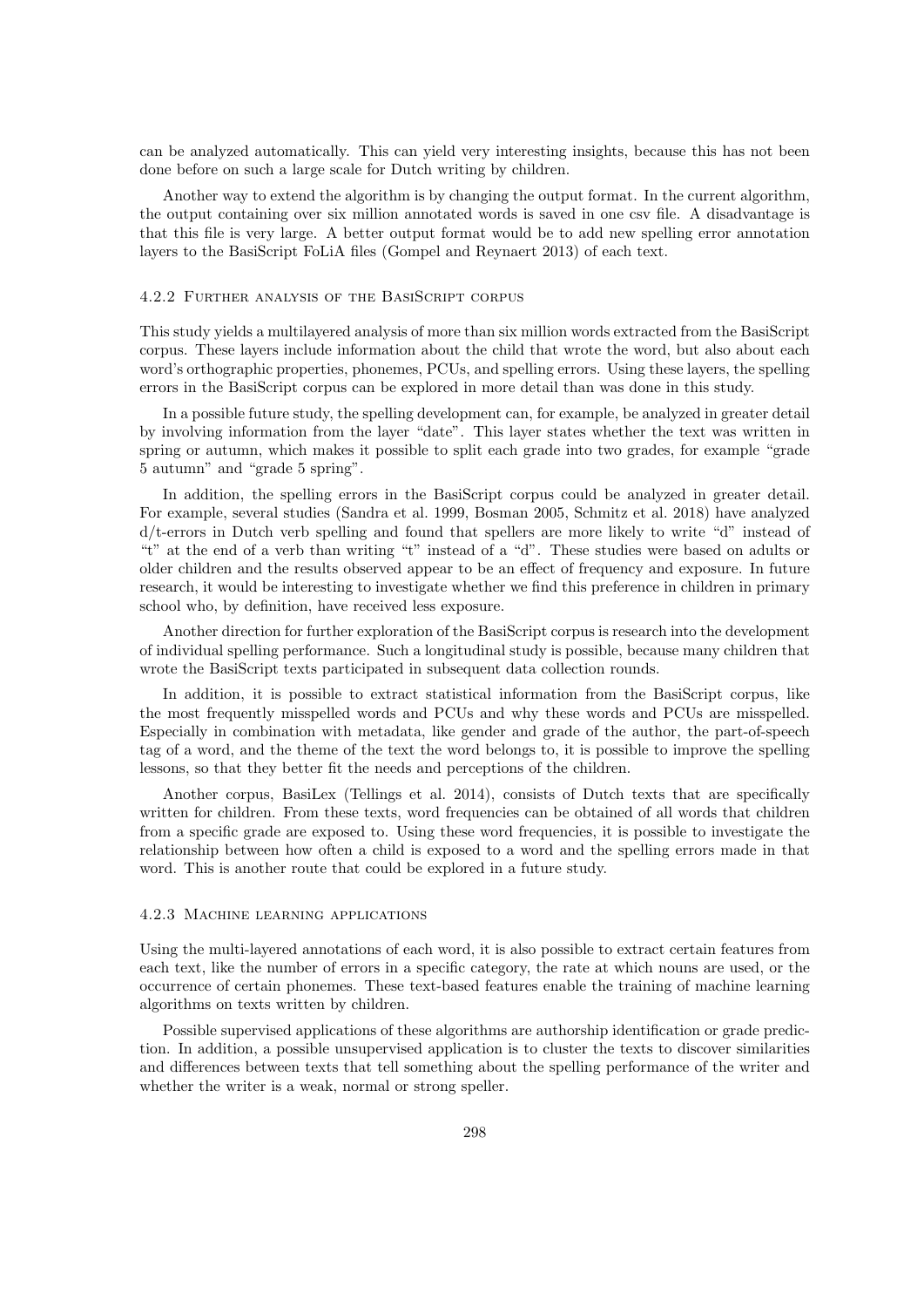can be analyzed automatically. This can yield very interesting insights, because this has not been done before on such a large scale for Dutch writing by children.

Another way to extend the algorithm is by changing the output format. In the current algorithm, the output containing over six million annotated words is saved in one csv file. A disadvantage is that this file is very large. A better output format would be to add new spelling error annotation layers to the BasiScript FoLiA files (Gompel and Reynaert 2013) of each text.

#### 4.2.2 Further analysis of the BasiScript corpus

This study yields a multilayered analysis of more than six million words extracted from the BasiScript corpus. These layers include information about the child that wrote the word, but also about each word's orthographic properties, phonemes, PCUs, and spelling errors. Using these layers, the spelling errors in the BasiScript corpus can be explored in more detail than was done in this study.

In a possible future study, the spelling development can, for example, be analyzed in greater detail by involving information from the layer "date". This layer states whether the text was written in spring or autumn, which makes it possible to split each grade into two grades, for example "grade 5 autumn" and "grade 5 spring".

In addition, the spelling errors in the BasiScript corpus could be analyzed in greater detail. For example, several studies (Sandra et al. 1999, Bosman 2005, Schmitz et al. 2018) have analyzed d/t-errors in Dutch verb spelling and found that spellers are more likely to write "d" instead of "t" at the end of a verb than writing "t" instead of a "d". These studies were based on adults or older children and the results observed appear to be an effect of frequency and exposure. In future research, it would be interesting to investigate whether we find this preference in children in primary school who, by definition, have received less exposure.

Another direction for further exploration of the BasiScript corpus is research into the development of individual spelling performance. Such a longitudinal study is possible, because many children that wrote the BasiScript texts participated in subsequent data collection rounds.

In addition, it is possible to extract statistical information from the BasiScript corpus, like the most frequently misspelled words and PCUs and why these words and PCUs are misspelled. Especially in combination with metadata, like gender and grade of the author, the part-of-speech tag of a word, and the theme of the text the word belongs to, it is possible to improve the spelling lessons, so that they better fit the needs and perceptions of the children.

Another corpus, BasiLex (Tellings et al. 2014), consists of Dutch texts that are specifically written for children. From these texts, word frequencies can be obtained of all words that children from a specific grade are exposed to. Using these word frequencies, it is possible to investigate the relationship between how often a child is exposed to a word and the spelling errors made in that word. This is another route that could be explored in a future study.

#### 4.2.3 Machine learning applications

Using the multi-layered annotations of each word, it is also possible to extract certain features from each text, like the number of errors in a specific category, the rate at which nouns are used, or the occurrence of certain phonemes. These text-based features enable the training of machine learning algorithms on texts written by children.

Possible supervised applications of these algorithms are authorship identification or grade prediction. In addition, a possible unsupervised application is to cluster the texts to discover similarities and differences between texts that tell something about the spelling performance of the writer and whether the writer is a weak, normal or strong speller.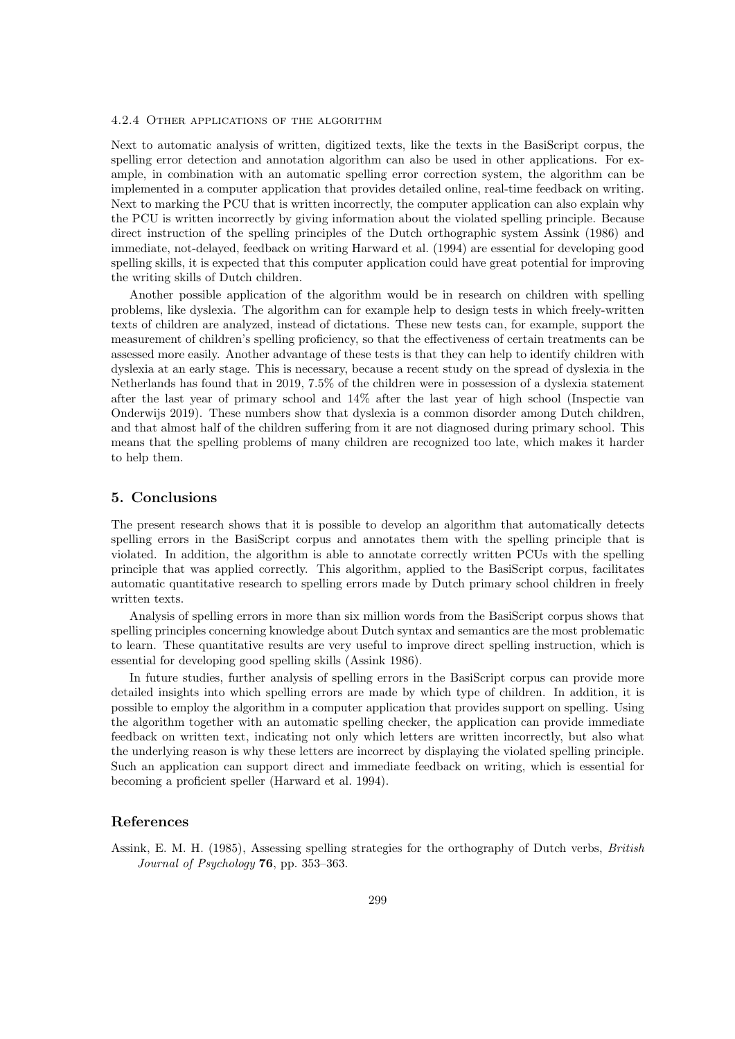#### 4.2.4 Other applications of the algorithm

Next to automatic analysis of written, digitized texts, like the texts in the BasiScript corpus, the spelling error detection and annotation algorithm can also be used in other applications. For example, in combination with an automatic spelling error correction system, the algorithm can be implemented in a computer application that provides detailed online, real-time feedback on writing. Next to marking the PCU that is written incorrectly, the computer application can also explain why the PCU is written incorrectly by giving information about the violated spelling principle. Because direct instruction of the spelling principles of the Dutch orthographic system Assink (1986) and immediate, not-delayed, feedback on writing Harward et al. (1994) are essential for developing good spelling skills, it is expected that this computer application could have great potential for improving the writing skills of Dutch children.

Another possible application of the algorithm would be in research on children with spelling problems, like dyslexia. The algorithm can for example help to design tests in which freely-written texts of children are analyzed, instead of dictations. These new tests can, for example, support the measurement of children's spelling proficiency, so that the effectiveness of certain treatments can be assessed more easily. Another advantage of these tests is that they can help to identify children with dyslexia at an early stage. This is necessary, because a recent study on the spread of dyslexia in the Netherlands has found that in 2019, 7.5% of the children were in possession of a dyslexia statement after the last year of primary school and 14% after the last year of high school (Inspectie van Onderwijs 2019). These numbers show that dyslexia is a common disorder among Dutch children, and that almost half of the children suffering from it are not diagnosed during primary school. This means that the spelling problems of many children are recognized too late, which makes it harder to help them.

## 5. Conclusions

The present research shows that it is possible to develop an algorithm that automatically detects spelling errors in the BasiScript corpus and annotates them with the spelling principle that is violated. In addition, the algorithm is able to annotate correctly written PCUs with the spelling principle that was applied correctly. This algorithm, applied to the BasiScript corpus, facilitates automatic quantitative research to spelling errors made by Dutch primary school children in freely written texts.

Analysis of spelling errors in more than six million words from the BasiScript corpus shows that spelling principles concerning knowledge about Dutch syntax and semantics are the most problematic to learn. These quantitative results are very useful to improve direct spelling instruction, which is essential for developing good spelling skills (Assink 1986).

In future studies, further analysis of spelling errors in the BasiScript corpus can provide more detailed insights into which spelling errors are made by which type of children. In addition, it is possible to employ the algorithm in a computer application that provides support on spelling. Using the algorithm together with an automatic spelling checker, the application can provide immediate feedback on written text, indicating not only which letters are written incorrectly, but also what the underlying reason is why these letters are incorrect by displaying the violated spelling principle. Such an application can support direct and immediate feedback on writing, which is essential for becoming a proficient speller (Harward et al. 1994).

## References

Assink, E. M. H. (1985), Assessing spelling strategies for the orthography of Dutch verbs, *British Journal of Psychology* **76**, pp. 353–363.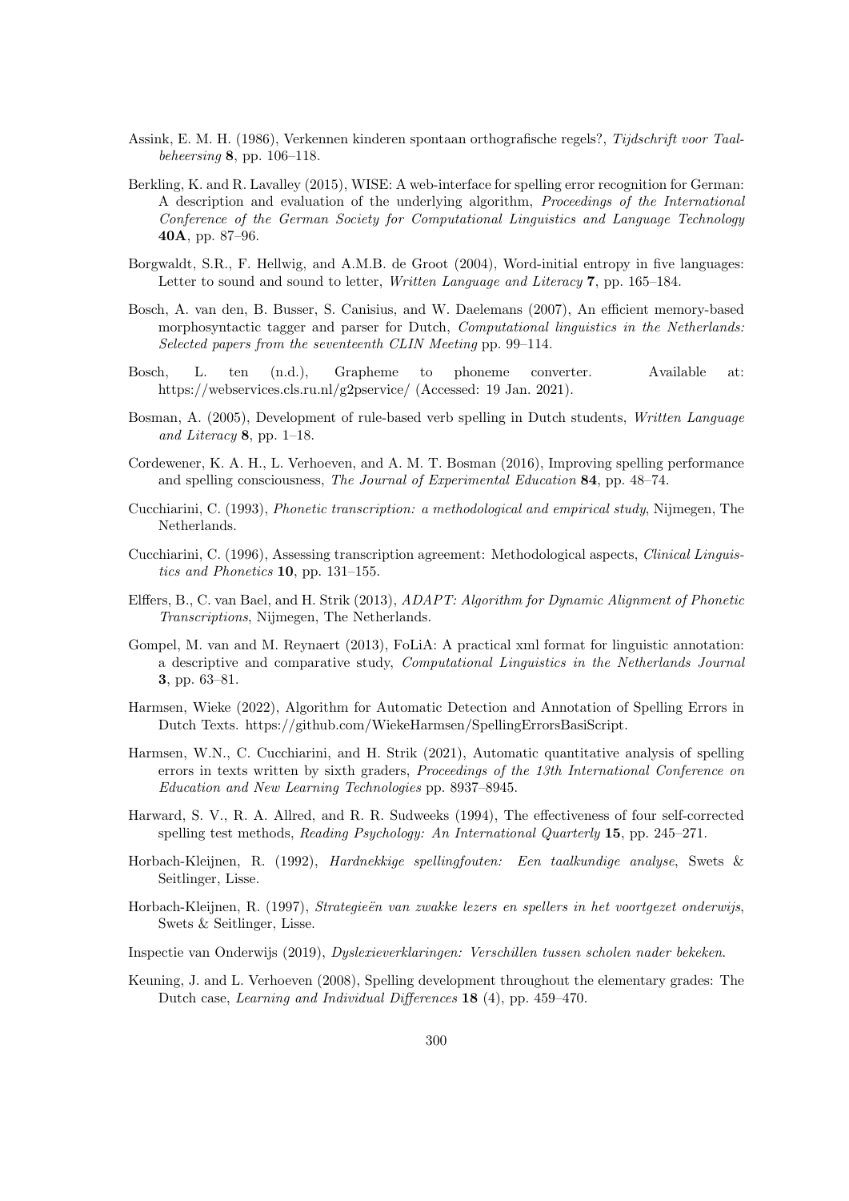Assink, E. M. H. (1986), Verkennen kinderen spontaan orthografische regels?, *Tijdschrift voor Taalbeheersing* **8**, pp. 106–118.

Berkling, K. and R. Lavalley (2015), WISE: A web-interface for spelling error recognition for German: A description and evaluation of the underlying algorithm, *Proceedings of the International Conference of the German Society for Computational Linguistics and Language Technology* **40A**, pp. 87–96.

Borgwaldt, S.R., F. Hellwig, and A.M.B. de Groot (2004), Word-initial entropy in five languages: Letter to sound and sound to letter, *Written Language and Literacy* **7**, pp. 165–184.

Bosch, A. van den, B. Busser, S. Canisius, and W. Daelemans (2007), An efficient memory-based morphosyntactic tagger and parser for Dutch, *Computational linguistics in the Netherlands: Selected papers from the seventeenth CLIN Meeting* pp. 99–114.

Bosch, L. ten (n.d.), Grapheme to phoneme converter. Available at: https://webservices.cls.ru.nl/g2pservice/ (Accessed: 19 Jan. 2021).

Bosman, A. (2005), Development of rule-based verb spelling in Dutch students, *Written Language and Literacy* **8**, pp. 1–18.

Cordewener, K. A. H., L. Verhoeven, and A. M. T. Bosman (2016), Improving spelling performance and spelling consciousness, *The Journal of Experimental Education* **84**, pp. 48–74.

Cucchiarini, C. (1993), *Phonetic transcription: a methodological and empirical study*, Nijmegen, The Netherlands.

Cucchiarini, C. (1996), Assessing transcription agreement: Methodological aspects, *Clinical Linguistics and Phonetics* **10**, pp. 131–155.

Elffers, B., C. van Bael, and H. Strik (2013), *ADAPT: Algorithm for Dynamic Alignment of Phonetic Transcriptions*, Nijmegen, The Netherlands.

Gompel, M. van and M. Reynaert (2013), FoLiA: A practical xml format for linguistic annotation: a descriptive and comparative study, *Computational Linguistics in the Netherlands Journal* **3**, pp. 63–81.

Harmsen, Wieke (2022), Algorithm for Automatic Detection and Annotation of Spelling Errors in Dutch Texts. https://github.com/WiekeHarmsen/SpellingErrorsBasiScript.

Harmsen, W.N., C. Cucchiarini, and H. Strik (2021), Automatic quantitative analysis of spelling errors in texts written by sixth graders, *Proceedings of the 13th International Conference on Education and New Learning Technologies* pp. 8937–8945.

Harward, S. V., R. A. Allred, and R. R. Sudweeks (1994), The effectiveness of four self-corrected spelling test methods, *Reading Psychology: An International Quarterly* **15**, pp. 245–271.

Horbach-Kleijnen, R. (1992), *Hardnekkige spellingfouten: Een taalkundige analyse*, Swets & Seitlinger, Lisse.

Horbach-Kleijnen, R. (1997), *Strategieën van zwakke lezers en spellers in het voortgezet onderwijs*, Swets & Seitlinger, Lisse.

Inspectie van Onderwijs (2019), *Dyslexieverklaringen: Verschillen tussen scholen nader bekeken*.

Keuning, J. and L. Verhoeven (2008), Spelling development throughout the elementary grades: The Dutch case, *Learning and Individual Differences* **18** (4), pp. 459–470.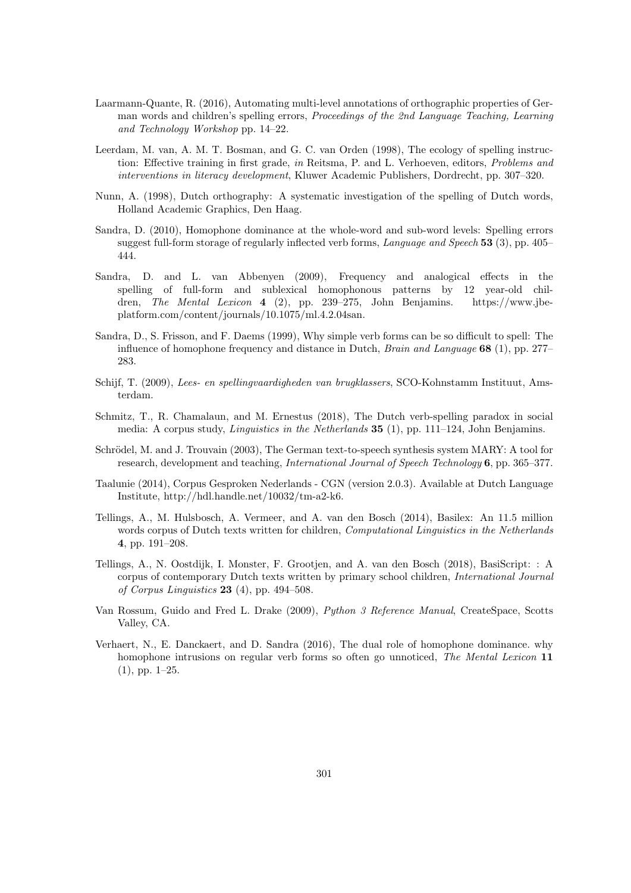Laarmann-Quante, R. (2016), Automating multi-level annotations of orthographic properties of German words and children's spelling errors, *Proceedings of the 2nd Language Teaching, Learning and Technology Workshop* pp. 14–22.

Leerdam, M. van, A. M. T. Bosman, and G. C. van Orden (1998), The ecology of spelling instruction: Effective training in first grade, *in* Reitsma, P. and L. Verhoeven, editors, *Problems and interventions in literacy development*, Kluwer Academic Publishers, Dordrecht, pp. 307–320.

Nunn, A. (1998), Dutch orthography: A systematic investigation of the spelling of Dutch words, Holland Academic Graphics, Den Haag.

Sandra, D. (2010), Homophone dominance at the whole-word and sub-word levels: Spelling errors suggest full-form storage of regularly inflected verb forms, *Language and Speech* **53** (3), pp. 405–444.

Sandra, D. and L. van Abbenyen (2009), Frequency and analogical effects in the spelling of full-form and sublexical homophonous patterns by 12 year-old children, *The Mental Lexicon* **4** (2), pp. 239–275, John Benjamins. https://www.jbe-platform.com/content/journals/10.1075/ml.4.2.04san.

Sandra, D., S. Frisson, and F. Daems (1999), Why simple verb forms can be so difficult to spell: The influence of homophone frequency and distance in Dutch, *Brain and Language* **68** (1), pp. 277–283.

Schijf, T. (2009), *Lees- en spellingvaardigheden van brugklassers*, SCO-Kohnstamm Instituut, Amsterdam.

Schmitz, T., R. Chamalaun, and M. Ernestus (2018), The Dutch verb-spelling paradox in social media: A corpus study, *Linguistics in the Netherlands* **35** (1), pp. 111–124, John Benjamins.

Schrödel, M. and J. Trouvain (2003), The German text-to-speech synthesis system MARY: A tool for research, development and teaching, *International Journal of Speech Technology* **6**, pp. 365–377.

Taalunie (2014), Corpus Gesproken Nederlands - CGN (version 2.0.3). Available at Dutch Language Institute, http://hdl.handle.net/10032/tm-a2-k6.

Tellings, A., M. Hulsbosch, A. Vermeer, and A. van den Bosch (2014), Basilex: An 11.5 million words corpus of Dutch texts written for children, *Computational Linguistics in the Netherlands* **4**, pp. 191–208.

Tellings, A., N. Oostdijk, I. Monster, F. Grootjen, and A. van den Bosch (2018), BasiScript: : A corpus of contemporary Dutch texts written by primary school children, *International Journal of Corpus Linguistics* **23** (4), pp. 494–508.

Van Rossum, Guido and Fred L. Drake (2009), *Python 3 Reference Manual*, CreateSpace, Scotts Valley, CA.

Verhaert, N., E. Danckaert, and D. Sandra (2016), The dual role of homophone dominance. why homophone intrusions on regular verb forms so often go unnoticed, *The Mental Lexicon* **11** (1), pp. 1–25.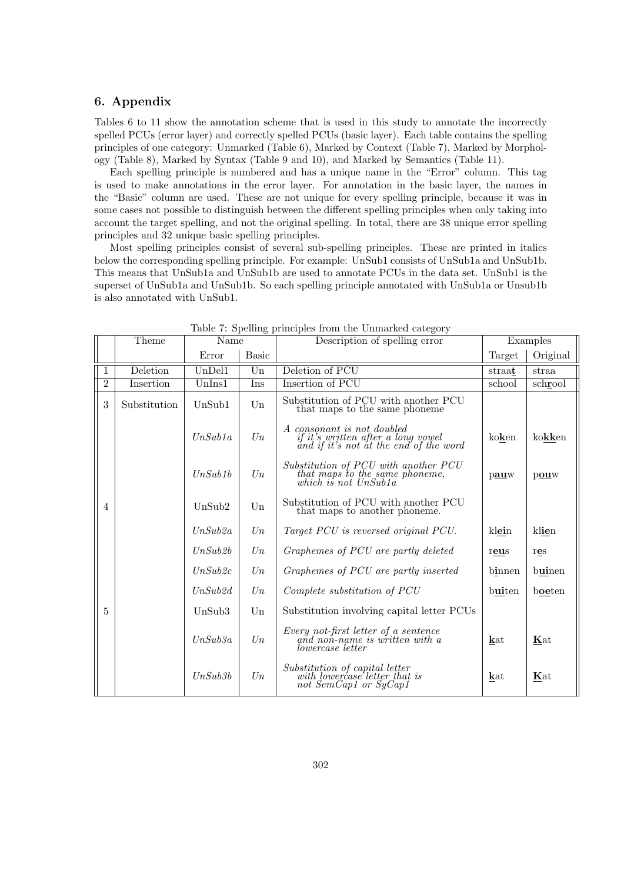## 6. Appendix

Tables 6 to 11 show the annotation scheme that is used in this study to annotate the incorrectly spelled PCUs (error layer) and correctly spelled PCUs (basic layer). Each table contains the spelling principles of one category: Unmarked (Table 6), Marked by Context (Table 7), Marked by Morphology (Table 8), Marked by Syntax (Table 9 and 10), and Marked by Semantics (Table 11).

Each spelling principle is numbered and has a unique name in the "Error" column. This tag is used to make annotations in the error layer. For annotation in the basic layer, the names in the "Basic" column are used. These are not unique for every spelling principle, because it was in some cases not possible to distinguish between the different spelling principles when only taking into account the target spelling, and not the original spelling. In total, there are 38 unique error spelling principles and 32 unique basic spelling principles.

Most spelling principles consist of several sub-spelling principles. These are printed in italics below the corresponding spelling principle. For example: UnSub1 consists of UnSub1a and UnSub1b. This means that UnSub1a and UnSub1b are used to annotate PCUs in the data set. UnSub1 is the superset of UnSub1a and UnSub1b. So each spelling principle annotated with UnSub1a or Unsub1b is also annotated with UnSub1.

Table 7: Spelling principles from the Unmarked category

| | Theme | Name | | Description of spelling error | Examples | |
|---|---|---|---|---|---|---|
| | | Error | Basic | | Target | Original |
| 1 | Deletion | UnDel1 | Un | Deletion of PCU | straa**t** | straa |
| 2 | Insertion | UnIns1 | Ins | Insertion of PCU | school | sch**r**ool |
| 3 | Substitution | UnSub1 | Un | Substitution of PCU with another PCU that maps to the same phoneme | | |
| | | *UnSub1a* | *Un* | *A consonant is not doubled if it's written after a long vowel and if it's not at the end of the word* | ko**k**en | ko**kk**en |
| | | *UnSub1b* | *Un* | *Substitution of PCU with another PCU that maps to the same phoneme, which is not UnSub1a* | p**au**w | p**ou**w |
| 4 | | UnSub2 | Un | Substitution of PCU with another PCU that maps to another phoneme. | | |
| | | *UnSub2a* | *Un* | *Target PCU is reversed original PCU.* | kl**ei**n | kl**ie**n |
| | | *UnSub2b* | *Un* | *Graphemes of PCU are partly deleted* | r**eu**s | r**e**s |
| | | *UnSub2c* | *Un* | *Graphemes of PCU are partly inserted* | b**i**nnen | b**ui**nen |
| | | *UnSub2d* | *Un* | *Complete substitution of PCU* | b**ui**ten | b**oe**ten |
| 5 | | UnSub3 | Un | Substitution involving capital letter PCUs | | |
| | | *UnSub3a* | *Un* | *Every not-first letter of a sentence and non-name is written with a lowercase letter* | **k**at | **K**at |
| | | *UnSub3b* | *Un* | *Substitution of capital letter with lowercase letter that is not SemCap1 or SyCap1* | **k**at | **K**at |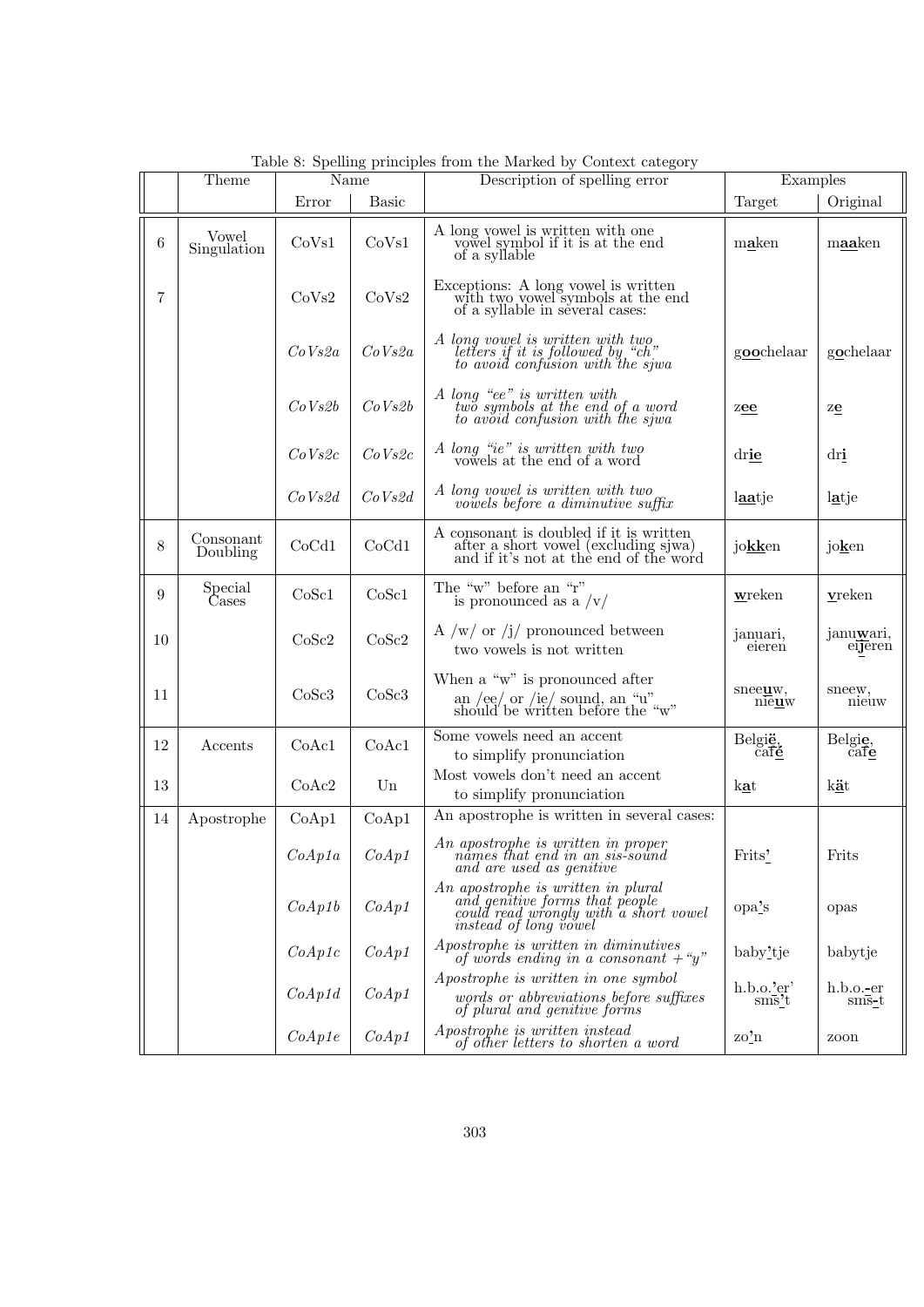Table 8: Spelling principles from the Marked by Context category

| | Theme | Name | | Description of spelling error | Examples | |
|---|---|---|---|---|---|---|
| | | Error | Basic | | Target | Original |
| 6 | Vowel Singulation | CoVs1 | CoVs1 | A long vowel is written with one vowel symbol if it is at the end of a syllable | m**a**ken | m**aa**ken |
| 7 | | CoVs2 | CoVs2 | Exceptions: A long vowel is written with two vowel symbols at the end of a syllable in several cases: | | |
| | | *CoVs2a* | *CoVs2a* | *A long vowel is written with two letters if it is followed by "ch" to avoid confusion with the sjwa* | g**oo**chelaar | g**o**chelaar |
| | | *CoVs2b* | *CoVs2b* | *A long "ee" is written with two symbols at the end of a word to avoid confusion with the sjwa* | z**ee** | z**e** |
| | | *CoVs2c* | *CoVs2c* | *A long "ie" is written with two vowels at the end of a word* | dr**ie** | dr**i** |
| | | *CoVs2d* | *CoVs2d* | *A long vowel is written with two vowels before a diminutive suffix* | l**aa**tje | l**a**tje |
| 8 | Consonant Doubling | CoCd1 | CoCd1 | A consonant is doubled if it is written after a short vowel (excluding sjwa) and if it's not at the end of the word | jo**kk**en | jo**k**en |
| 9 | Special Cases | CoSc1 | CoSc1 | The "w" before an "r" is pronounced as a /v/ | **w**reken | **v**reken |
| 10 | | CoSc2 | CoSc2 | A /w/ or /j/ pronounced between two vowels is not written | januari, eieren | janu**w**ari, ei**j**eren |
| 11 | | CoSc3 | CoSc3 | When a "w" is pronounced after an /ee/ or /ie/ sound, an "u" should be written before the "w" | snee**u**w, nie**u**w | sneew, nieuw |
| 12 | Accents | CoAc1 | CoAc1 | Some vowels need an accent to simplify pronunciation | Belgi**ë**, caf**é** | Belgi**e**, caf**e** |
| 13 | | CoAc2 | Un | Most vowels don't need an accent to simplify pronunciation | k**a**t | k**ä**t |
| 14 | Apostrophe | CoAp1 | CoAp1 | An apostrophe is written in several cases: | | |
| | | *CoAp1a* | *CoAp1* | *An apostrophe is written in proper names that end in an sis-sound and are used as genitive* | Frits**'** | Frits |
| | | *CoAp1b* | *CoAp1* | *An apostrophe is written in plural and genitive forms that people could read wrongly with a short vowel instead of long vowel* | opa**'**s | opas |
| | | *CoAp1c* | *CoAp1* | *Apostrophe is written in diminutives of words ending in a consonant + "y"* | baby**'**tje | babytje |
| | | *CoAp1d* | *CoAp1* | *Apostrophe is written in one symbol words or abbreviations before suffixes of plural and genitive forms* | h.b.o.**'**er' sms**'**t | h.b.o.**-**er sms**-**t |
| | | *CoAp1e* | *CoAp1* | *Apostrophe is written instead of other letters to shorten a word* | zo**'**n | zoon |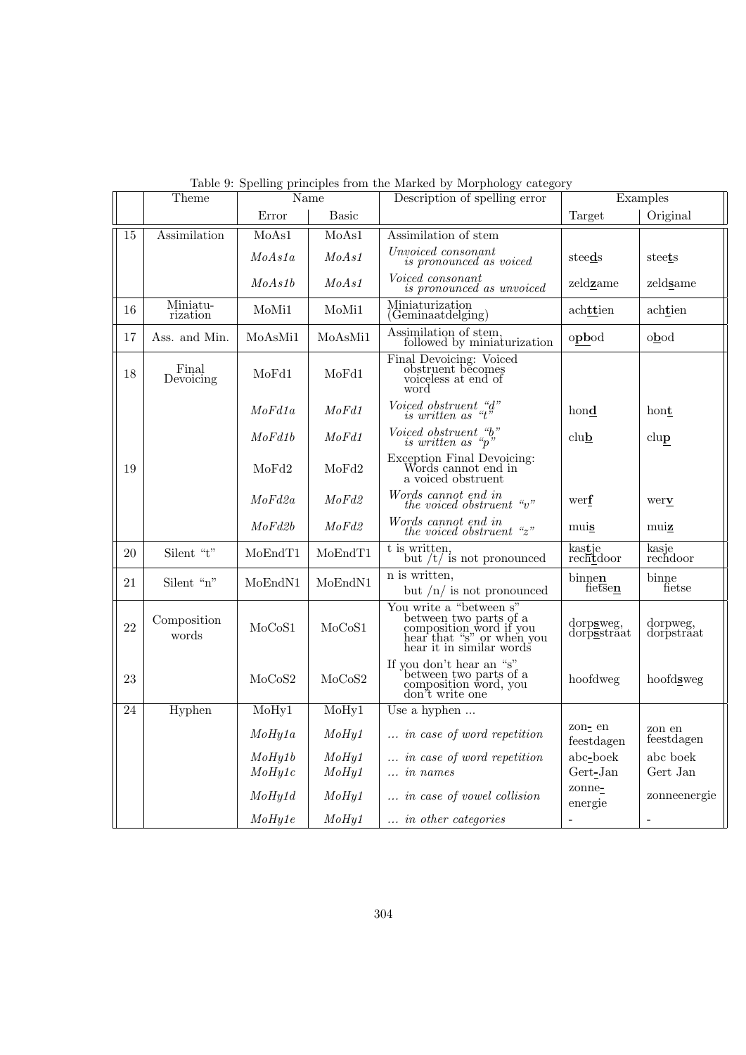Table 9: Spelling principles from the Marked by Morphology category

| | Theme | Name | | Description of spelling error | Examples | |
|---|---|---|---|---|---|---|
| | | Error | Basic | | Target | Original |
| 15 | Assimilation | MoAs1 | MoAs1 | Assimilation of stem | | |
| | | *MoAs1a* | *MoAs1* | *Unvoiced consonant is pronounced as voiced* | stee**d**s | stee**t**s |
| | | *MoAs1b* | *MoAs1* | *Voiced consonant is pronounced as unvoiced* | zeld**z**ame | zeld**s**ame |
| 16 | Miniaturization | MoMi1 | MoMi1 | Miniaturization (Geminaatdelging) | ach**tt**ien | ach**t**ien |
| 17 | Ass. and Min. | MoAsMi1 | MoAsMi1 | Assimilation of stem, followed by miniaturization | o**pb**od | o**b**od |
| 18 | Final Devoicing | MoFd1 | MoFd1 | Final Devoicing: Voiced obstruent becomes voiceless at end of word | | |
| | | *MoFd1a* | *MoFd1* | *Voiced obstruent "d" is written as "t"* | hon**d** | hon**t** |
| | | *MoFd1b* | *MoFd1* | *Voiced obstruent "b" is written as "p"* | clu**b** | clu**p** |
| 19 | | MoFd2 | MoFd2 | Exception Final Devoicing: Words cannot end in a voiced obstruent | | |
| | | *MoFd2a* | *MoFd2* | *Words cannot end in the voiced obstruent "v"* | wer**f** | wer**v** |
| | | *MoFd2b* | *MoFd2* | *Words cannot end in the voiced obstruent "z"* | mui**s** | mui**z** |
| 20 | Silent "t" | MoEndT1 | MoEndT1 | t is written, but /t/ is not pronounced | kas**t**je rech**t**door | kasje rechdoor |
| 21 | Silent "n" | MoEndN1 | MoEndN1 | n is written, but /n/ is not pronounced | binne**n** fietse**n** | binne fietse |
| 22 | Composition words | MoCoS1 | MoCoS1 | You write a "between s" between two parts of a composition word if you hear that "s" or when you hear it in similar words | dorp**s**weg, dorp**s**straat | dorpweg, dorpstraat |
| 23 | | MoCoS2 | MoCoS2 | If you don't hear an "s" between two parts of a composition word, you don't write one | hoofdweg | hoofd**s**weg |
| 24 | Hyphen | MoHy1 | MoHy1 | Use a hyphen ... | | |
| | | *MoHy1a* | *MoHy1* | *... in case of word repetition* | zon**-** en feestdagen | zon en feestdagen |
| | | *MoHy1b* | *MoHy1* | *... in case of word repetition* | abc**-**boek | abc boek |
| | | *MoHy1c* | *MoHy1* | *... in names* | Gert**-**Jan | Gert Jan |
| | | *MoHy1d* | *MoHy1* | *... in case of vowel collision* | zonne**-**energie | zonneenergie |
| | | *MoHy1e* | *MoHy1* | *... in other categories* | - | - |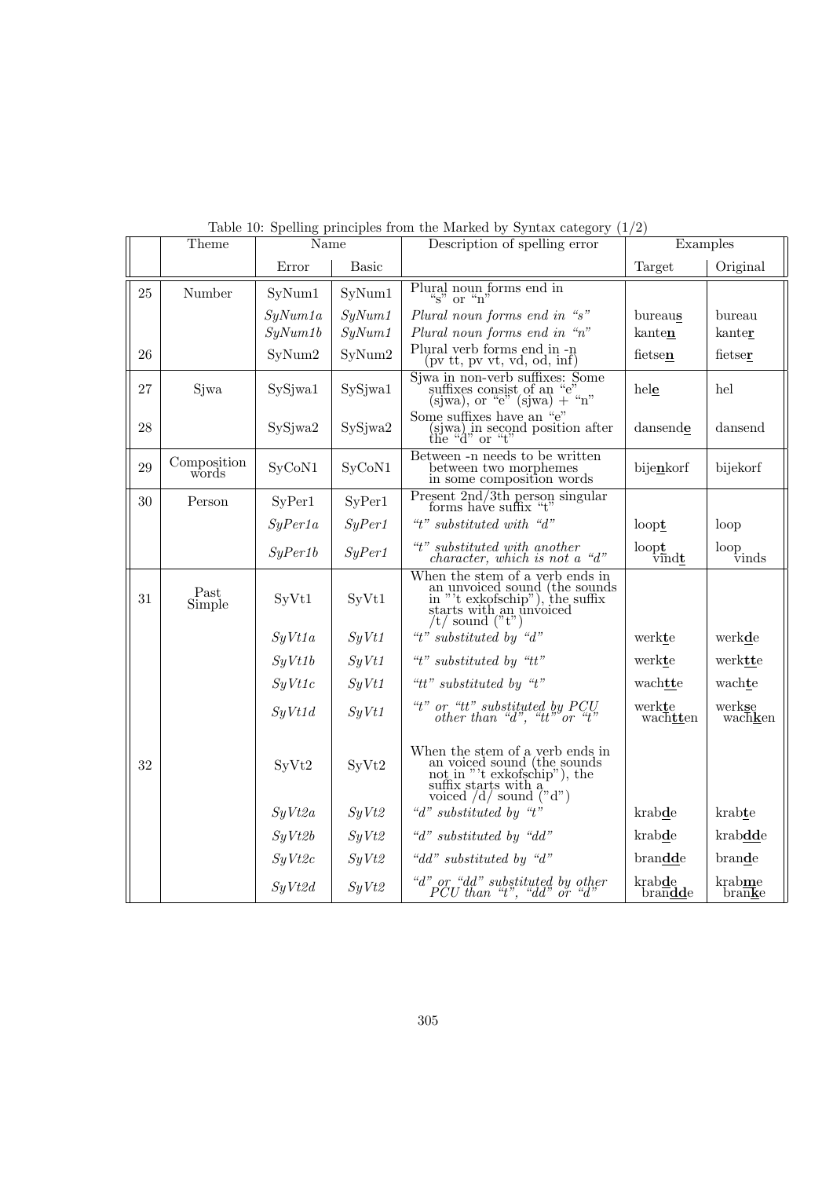Table 10: Spelling principles from the Marked by Syntax category (1/2)

| | Theme | Name | | Description of spelling error | Examples | |
|---|---|---|---|---|---|---|
| | | Error | Basic | | Target | Original |
| 25 | Number | SyNum1 | SyNum1 | Plural noun forms end in "s" or "n" | | |
| | | *SyNum1a* | *SyNum1* | *Plural noun forms end in "s"* | bureau**s** | bureau |
| | | *SyNum1b* | *SyNum1* | *Plural noun forms end in "n"* | kante**n** | kante**r** |
| 26 | | SyNum2 | SyNum2 | Plural verb forms end in -n (pv tt, pv vt, vd, od, inf) | fietse**n** | fietse**r** |
| 27 | Sjwa | SySjwa1 | SySjwa1 | Sjwa in non-verb suffixes: Some suffixes consist of an "e" (sjwa), or "e" (sjwa) + "n" | hel**e** | hel |
| 28 | | SySjwa2 | SySjwa2 | Some suffixes have an "e" (sjwa) in second position after the "d" or "t" | dansend**e** | dansend |
| 29 | Composition words | SyCoN1 | SyCoN1 | Between -n needs to be written between two morphemes in some composition words | bije**n**korf | bijekorf |
| 30 | Person | SyPer1 | SyPer1 | Present 2nd/3th person singular forms have suffix "t" | | |
| | | *SyPer1a* | *SyPer1* | *"t" substituted with "d"* | loop**t** | loop |
| | | *SyPer1b* | *SyPer1* | *"t" substituted with another character, which is not a "d"* | loop**t** vind**t** | loop vinds |
| 31 | Past Simple | SyVt1 | SyVt1 | When the stem of a verb ends in an unvoiced sound (the sounds in "'t exkofschip"), the suffix starts with an unvoiced /t/ sound ("t") | | |
| | | *SyVt1a* | *SyVt1* | *"t" substituted by "d"* | werk**t**e | werk**d**e |
| | | *SyVt1b* | *SyVt1* | *"t" substituted by "tt"* | werk**t**e | werk**tt**e |
| | | *SyVt1c* | *SyVt1* | *"tt" substituted by "t"* | wach**tt**e | wach**t**e |
| | | *SyVt1d* | *SyVt1* | *"t" or "tt" substituted by PCU other than "d", "tt" or "t"* | werk**t**e wach**tt**en | werk**s**e wach**k**en |
| 32 | | SyVt2 | SyVt2 | When the stem of a verb ends in an voiced sound (the sounds not in "'t exkofschip"), the suffix starts with a voiced /d/ sound ("d") | | |
| | | *SyVt2a* | *SyVt2* | *"d" substituted by "t"* | krab**d**e | krab**t**e |
| | | *SyVt2b* | *SyVt2* | *"d" substituted by "dd"* | krab**d**e | krab**dd**e |
| | | *SyVt2c* | *SyVt2* | *"dd" substituted by "d"* | bran**dd**e | bran**d**e |
| | | *SyVt2d* | *SyVt2* | *"d" or "dd" substituted by other PCU than "t", "dd" or "d"* | krab**d**e bran**dd**e | krab**m**e bran**k**e |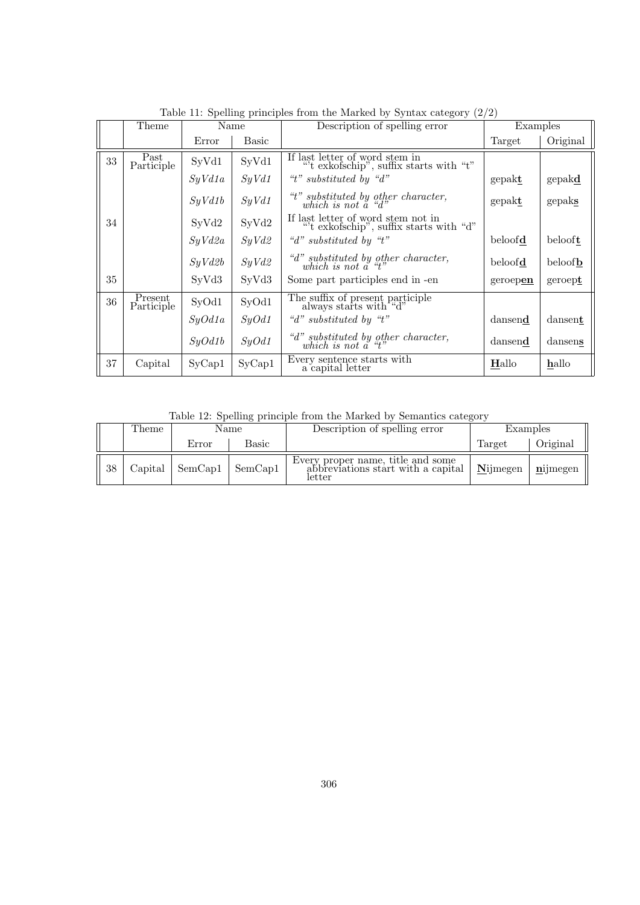Table 11: Spelling principles from the Marked by Syntax category (2/2)

| | Theme | Name | | Description of spelling error | Examples | |
|---|---|---|---|---|---|---|
| | | Error | Basic | | Target | Original |
| 33 | Past Participle | SyVd1 | SyVd1 | If last letter of word stem in "'t exkofschip", suffix starts with "t" | | |
| | | *SyVd1a* | *SyVd1* | *"t" substituted by "d"* | gepak**t** | gepak**d** |
| | | *SyVd1b* | *SyVd1* | *"t" substituted by other character, which is not a "d"* | gepak**t** | gepak**s** |
| 34 | | SyVd2 | SyVd2 | If last letter of word stem not in "'t exkofschip", suffix starts with "d" | | |
| | | *SyVd2a* | *SyVd2* | *"d" substituted by "t"* | beloof**d** | beloof**t** |
| | | *SyVd2b* | *SyVd2* | *"d" substituted by other character, which is not a "t"* | beloof**d** | beloof**b** |
| 35 | | SyVd3 | SyVd3 | Some part participles end in -en | geroep**en** | geroep**t** |
| 36 | Present Participle | SyOd1 | SyOd1 | The suffix of present participle always starts with "d" | | |
| | | *SyOd1a* | *SyOd1* | *"d" substituted by "t"* | dansen**d** | dansen**t** |
| | | *SyOd1b* | *SyOd1* | *"d" substituted by other character, which is not a "t"* | dansen**d** | dansen**s** |
| 37 | Capital | SyCap1 | SyCap1 | Every sentence starts with a capital letter | **H**allo | **h**allo |

Table 12: Spelling principle from the Marked by Semantics category

| | Theme | Name | | Description of spelling error | Examples | |
|---|---|---|---|---|---|---|
| | | Error | Basic | | Target | Original |
| 38 | Capital | SemCap1 | SemCap1 | Every proper name, title and some abbreviations start with a capital letter | **N**ijmegen | **n**ijmegen |